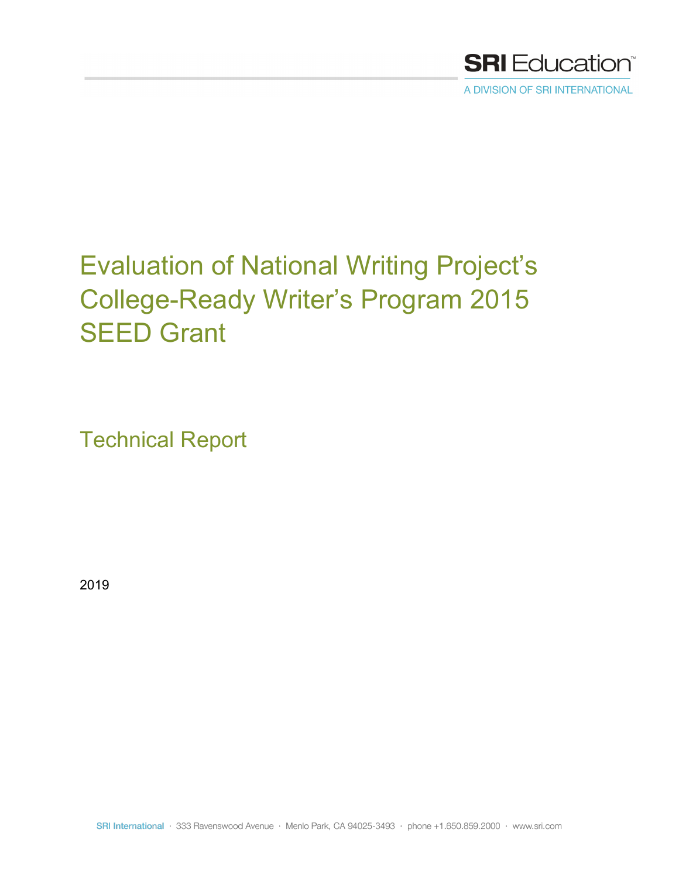SRI Education
A DIVISION OF SRI INTERNATIONAL

# Evaluation of National Writing Project's College-Ready Writer's Program 2015 SEED Grant

## Technical Report

2019

SRI International · 333 Ravenswood Avenue · Menlo Park, CA 94025-3493 · phone +1.650.859.2000 · www.sri.com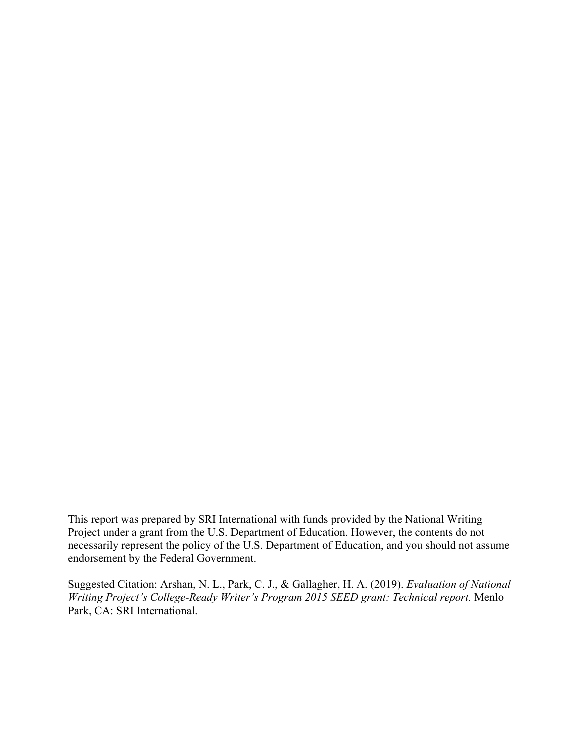This report was prepared by SRI International with funds provided by the National Writing Project under a grant from the U.S. Department of Education. However, the contents do not necessarily represent the policy of the U.S. Department of Education, and you should not assume endorsement by the Federal Government.

Suggested Citation: Arshan, N. L., Park, C. J., & Gallagher, H. A. (2019). *Evaluation of National Writing Project's College-Ready Writer's Program 2015 SEED grant: Technical report.* Menlo Park, CA: SRI International.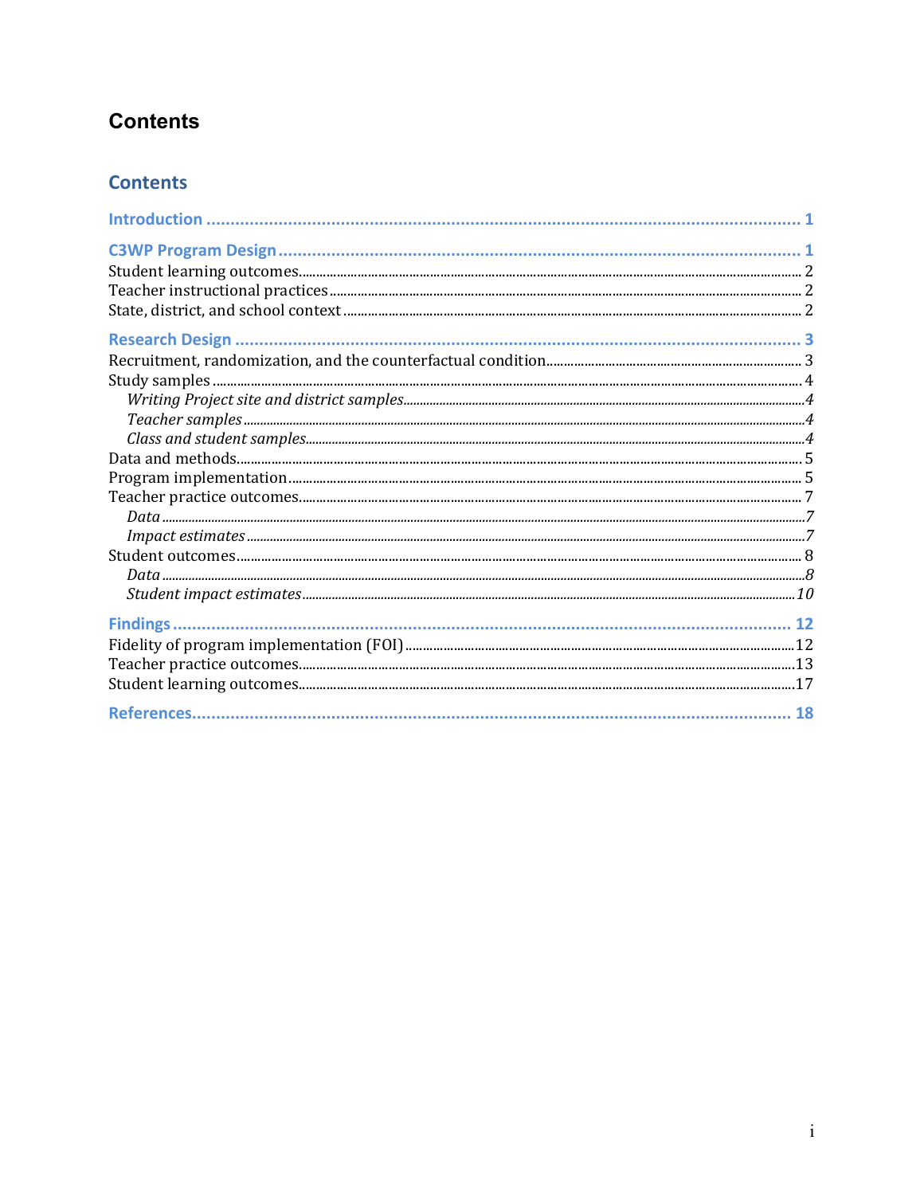# Contents

## Contents

- **Introduction** ..... 1
- **C3WP Program Design** ..... 1
  - Student learning outcomes ..... 2
  - Teacher instructional practices ..... 2
  - State, district, and school context ..... 2
- **Research Design** ..... 3
  - Recruitment, randomization, and the counterfactual condition ..... 3
  - Study samples ..... 4
    - *Writing Project site and district samples* ..... *4*
    - *Teacher samples* ..... *4*
    - *Class and student samples* ..... *4*
  - Data and methods ..... 5
  - Program implementation ..... 5
  - Teacher practice outcomes ..... 7
    - *Data* ..... *7*
    - *Impact estimates* ..... *7*
  - Student outcomes ..... 8
    - *Data* ..... *8*
    - *Student impact estimates* ..... *10*
- **Findings** ..... 12
  - Fidelity of program implementation (FOI) ..... 12
  - Teacher practice outcomes ..... 13
  - Student learning outcomes ..... 17
- **References** ..... 18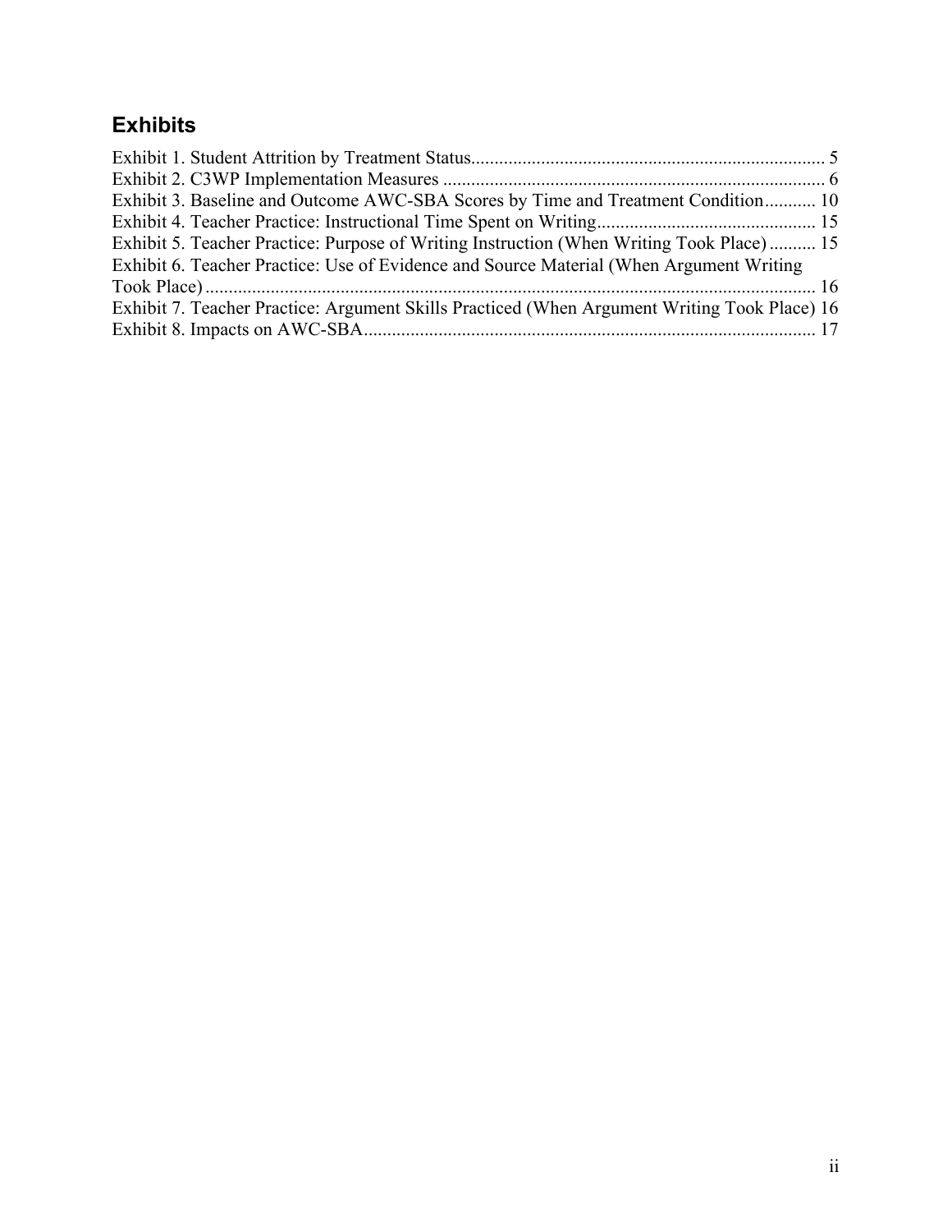## Exhibits

Exhibit 1. Student Attrition by Treatment Status ........................................................................... 5
Exhibit 2. C3WP Implementation Measures .................................................................................. 6
Exhibit 3. Baseline and Outcome AWC-SBA Scores by Time and Treatment Condition ........... 10
Exhibit 4. Teacher Practice: Instructional Time Spent on Writing ............................................... 15
Exhibit 5. Teacher Practice: Purpose of Writing Instruction (When Writing Took Place) .......... 15
Exhibit 6. Teacher Practice: Use of Evidence and Source Material (When Argument Writing Took Place) ..................................................................................................................................... 16
Exhibit 7. Teacher Practice: Argument Skills Practiced (When Argument Writing Took Place) 16
Exhibit 8. Impacts on AWC-SBA ................................................................................................. 17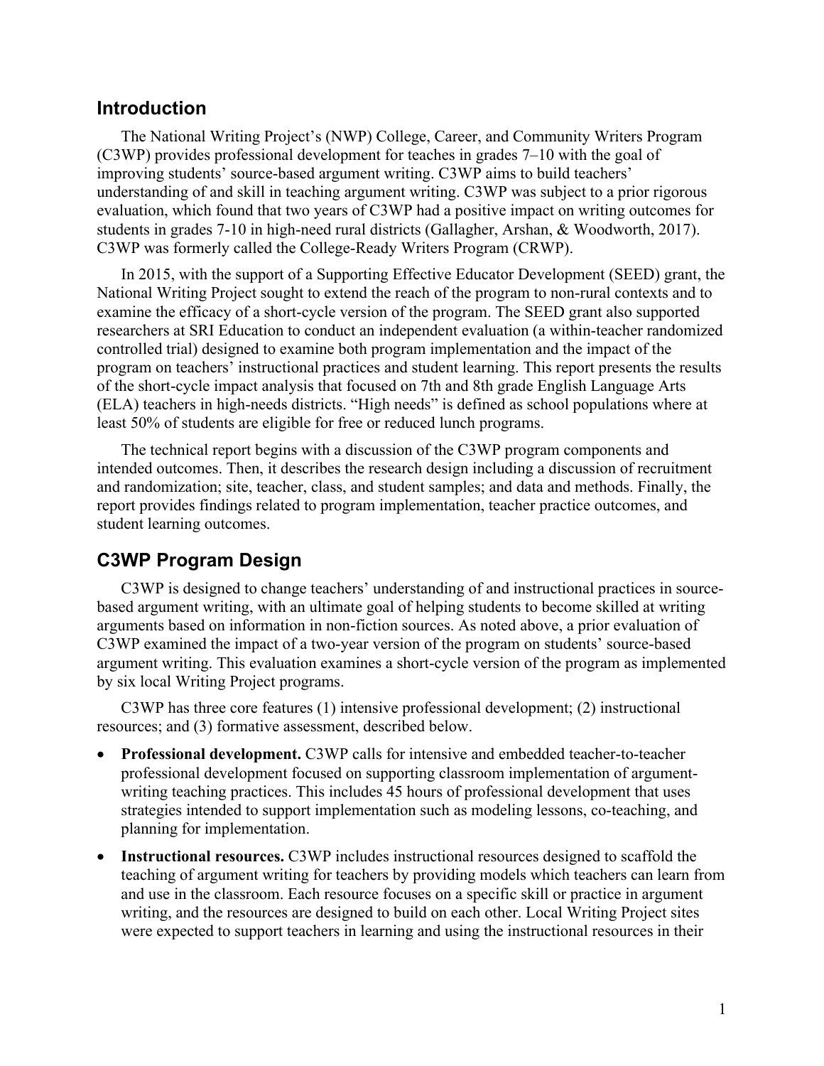## Introduction

The National Writing Project's (NWP) College, Career, and Community Writers Program (C3WP) provides professional development for teaches in grades 7–10 with the goal of improving students' source-based argument writing. C3WP aims to build teachers' understanding of and skill in teaching argument writing. C3WP was subject to a prior rigorous evaluation, which found that two years of C3WP had a positive impact on writing outcomes for students in grades 7-10 in high-need rural districts (Gallagher, Arshan, & Woodworth, 2017). C3WP was formerly called the College-Ready Writers Program (CRWP).

In 2015, with the support of a Supporting Effective Educator Development (SEED) grant, the National Writing Project sought to extend the reach of the program to non-rural contexts and to examine the efficacy of a short-cycle version of the program. The SEED grant also supported researchers at SRI Education to conduct an independent evaluation (a within-teacher randomized controlled trial) designed to examine both program implementation and the impact of the program on teachers' instructional practices and student learning. This report presents the results of the short-cycle impact analysis that focused on 7th and 8th grade English Language Arts (ELA) teachers in high-needs districts. "High needs" is defined as school populations where at least 50% of students are eligible for free or reduced lunch programs.

The technical report begins with a discussion of the C3WP program components and intended outcomes. Then, it describes the research design including a discussion of recruitment and randomization; site, teacher, class, and student samples; and data and methods. Finally, the report provides findings related to program implementation, teacher practice outcomes, and student learning outcomes.

## C3WP Program Design

C3WP is designed to change teachers' understanding of and instructional practices in source-based argument writing, with an ultimate goal of helping students to become skilled at writing arguments based on information in non-fiction sources. As noted above, a prior evaluation of C3WP examined the impact of a two-year version of the program on students' source-based argument writing. This evaluation examines a short-cycle version of the program as implemented by six local Writing Project programs.

C3WP has three core features (1) intensive professional development; (2) instructional resources; and (3) formative assessment, described below.

- **Professional development.** C3WP calls for intensive and embedded teacher-to-teacher professional development focused on supporting classroom implementation of argument-writing teaching practices. This includes 45 hours of professional development that uses strategies intended to support implementation such as modeling lessons, co-teaching, and planning for implementation.
- **Instructional resources.** C3WP includes instructional resources designed to scaffold the teaching of argument writing for teachers by providing models which teachers can learn from and use in the classroom. Each resource focuses on a specific skill or practice in argument writing, and the resources are designed to build on each other. Local Writing Project sites were expected to support teachers in learning and using the instructional resources in their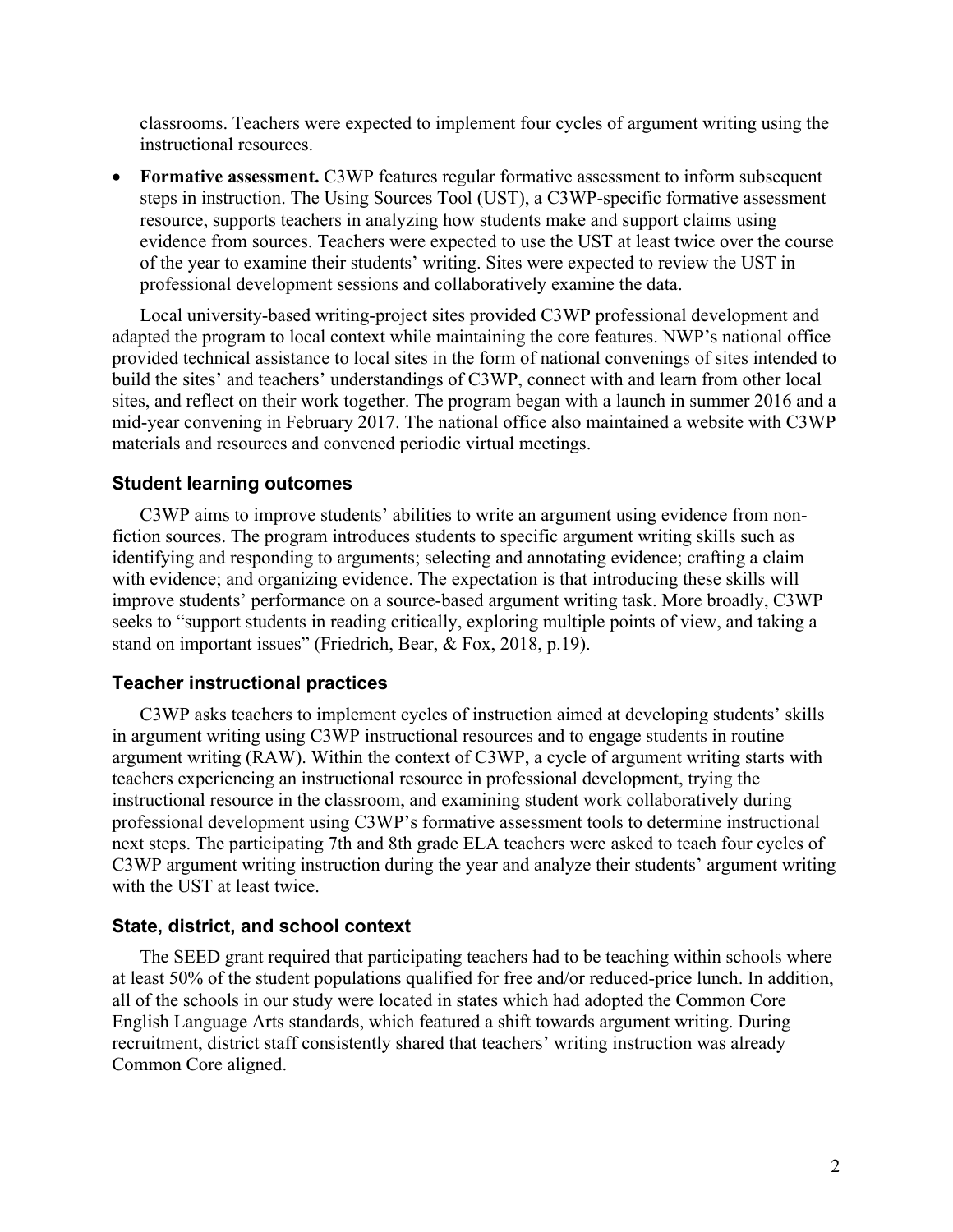classrooms. Teachers were expected to implement four cycles of argument writing using the instructional resources.

- **Formative assessment.** C3WP features regular formative assessment to inform subsequent steps in instruction. The Using Sources Tool (UST), a C3WP-specific formative assessment resource, supports teachers in analyzing how students make and support claims using evidence from sources. Teachers were expected to use the UST at least twice over the course of the year to examine their students' writing. Sites were expected to review the UST in professional development sessions and collaboratively examine the data.

Local university-based writing-project sites provided C3WP professional development and adapted the program to local context while maintaining the core features. NWP's national office provided technical assistance to local sites in the form of national convenings of sites intended to build the sites' and teachers' understandings of C3WP, connect with and learn from other local sites, and reflect on their work together. The program began with a launch in summer 2016 and a mid-year convening in February 2017. The national office also maintained a website with C3WP materials and resources and convened periodic virtual meetings.

### Student learning outcomes

C3WP aims to improve students' abilities to write an argument using evidence from non-fiction sources. The program introduces students to specific argument writing skills such as identifying and responding to arguments; selecting and annotating evidence; crafting a claim with evidence; and organizing evidence. The expectation is that introducing these skills will improve students' performance on a source-based argument writing task. More broadly, C3WP seeks to "support students in reading critically, exploring multiple points of view, and taking a stand on important issues" (Friedrich, Bear, & Fox, 2018, p.19).

### Teacher instructional practices

C3WP asks teachers to implement cycles of instruction aimed at developing students' skills in argument writing using C3WP instructional resources and to engage students in routine argument writing (RAW). Within the context of C3WP, a cycle of argument writing starts with teachers experiencing an instructional resource in professional development, trying the instructional resource in the classroom, and examining student work collaboratively during professional development using C3WP's formative assessment tools to determine instructional next steps. The participating 7th and 8th grade ELA teachers were asked to teach four cycles of C3WP argument writing instruction during the year and analyze their students' argument writing with the UST at least twice.

### State, district, and school context

The SEED grant required that participating teachers had to be teaching within schools where at least 50% of the student populations qualified for free and/or reduced-price lunch. In addition, all of the schools in our study were located in states which had adopted the Common Core English Language Arts standards, which featured a shift towards argument writing. During recruitment, district staff consistently shared that teachers' writing instruction was already Common Core aligned.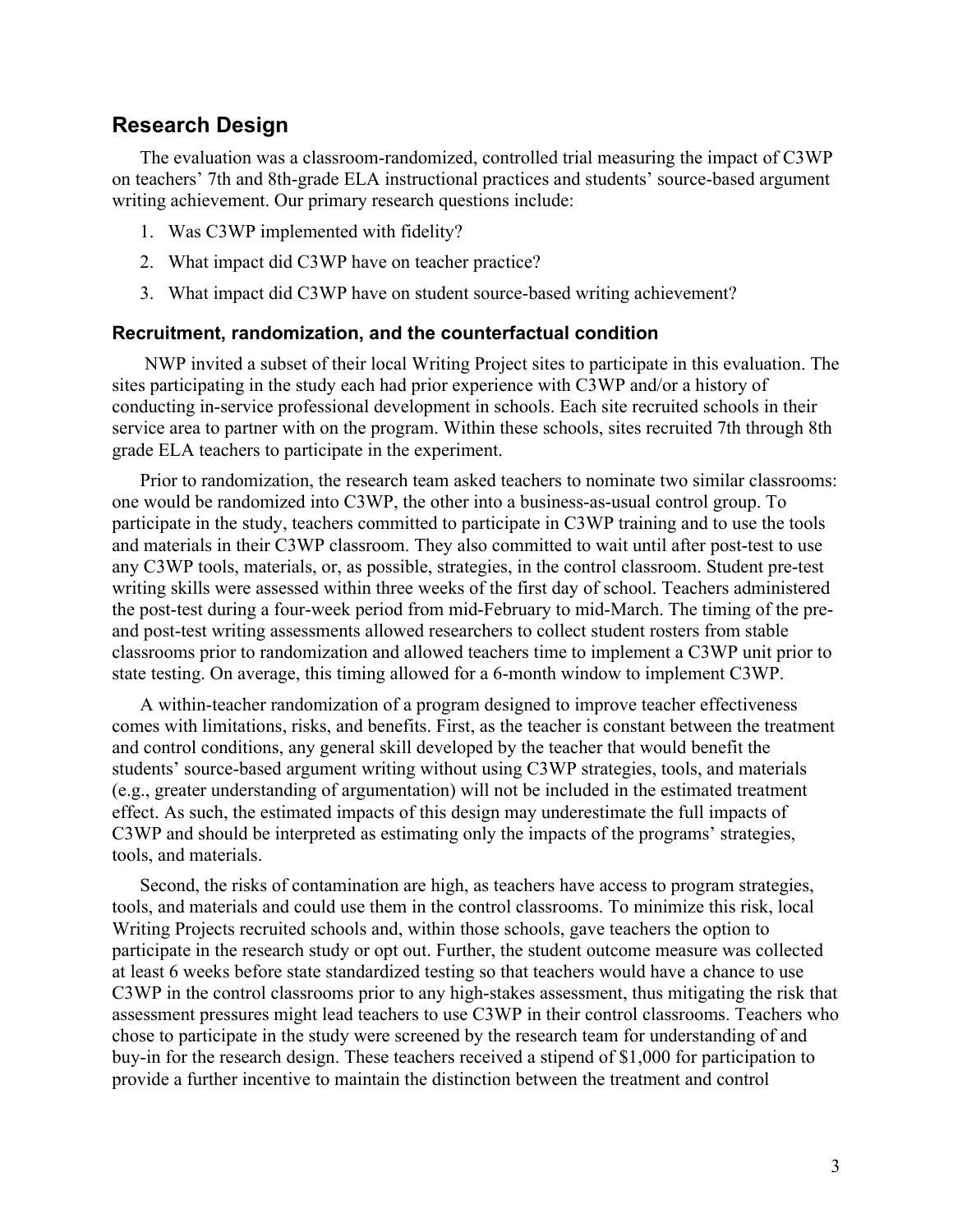## Research Design

The evaluation was a classroom-randomized, controlled trial measuring the impact of C3WP on teachers' 7th and 8th-grade ELA instructional practices and students' source-based argument writing achievement. Our primary research questions include:

1. Was C3WP implemented with fidelity?
2. What impact did C3WP have on teacher practice?
3. What impact did C3WP have on student source-based writing achievement?

### Recruitment, randomization, and the counterfactual condition

NWP invited a subset of their local Writing Project sites to participate in this evaluation. The sites participating in the study each had prior experience with C3WP and/or a history of conducting in-service professional development in schools. Each site recruited schools in their service area to partner with on the program. Within these schools, sites recruited 7th through 8th grade ELA teachers to participate in the experiment.

Prior to randomization, the research team asked teachers to nominate two similar classrooms: one would be randomized into C3WP, the other into a business-as-usual control group. To participate in the study, teachers committed to participate in C3WP training and to use the tools and materials in their C3WP classroom. They also committed to wait until after post-test to use any C3WP tools, materials, or, as possible, strategies, in the control classroom. Student pre-test writing skills were assessed within three weeks of the first day of school. Teachers administered the post-test during a four-week period from mid-February to mid-March. The timing of the pre- and post-test writing assessments allowed researchers to collect student rosters from stable classrooms prior to randomization and allowed teachers time to implement a C3WP unit prior to state testing. On average, this timing allowed for a 6-month window to implement C3WP.

A within-teacher randomization of a program designed to improve teacher effectiveness comes with limitations, risks, and benefits. First, as the teacher is constant between the treatment and control conditions, any general skill developed by the teacher that would benefit the students' source-based argument writing without using C3WP strategies, tools, and materials (e.g., greater understanding of argumentation) will not be included in the estimated treatment effect. As such, the estimated impacts of this design may underestimate the full impacts of C3WP and should be interpreted as estimating only the impacts of the programs' strategies, tools, and materials.

Second, the risks of contamination are high, as teachers have access to program strategies, tools, and materials and could use them in the control classrooms. To minimize this risk, local Writing Projects recruited schools and, within those schools, gave teachers the option to participate in the research study or opt out. Further, the student outcome measure was collected at least 6 weeks before state standardized testing so that teachers would have a chance to use C3WP in the control classrooms prior to any high-stakes assessment, thus mitigating the risk that assessment pressures might lead teachers to use C3WP in their control classrooms. Teachers who chose to participate in the study were screened by the research team for understanding of and buy-in for the research design. These teachers received a stipend of $1,000 for participation to provide a further incentive to maintain the distinction between the treatment and control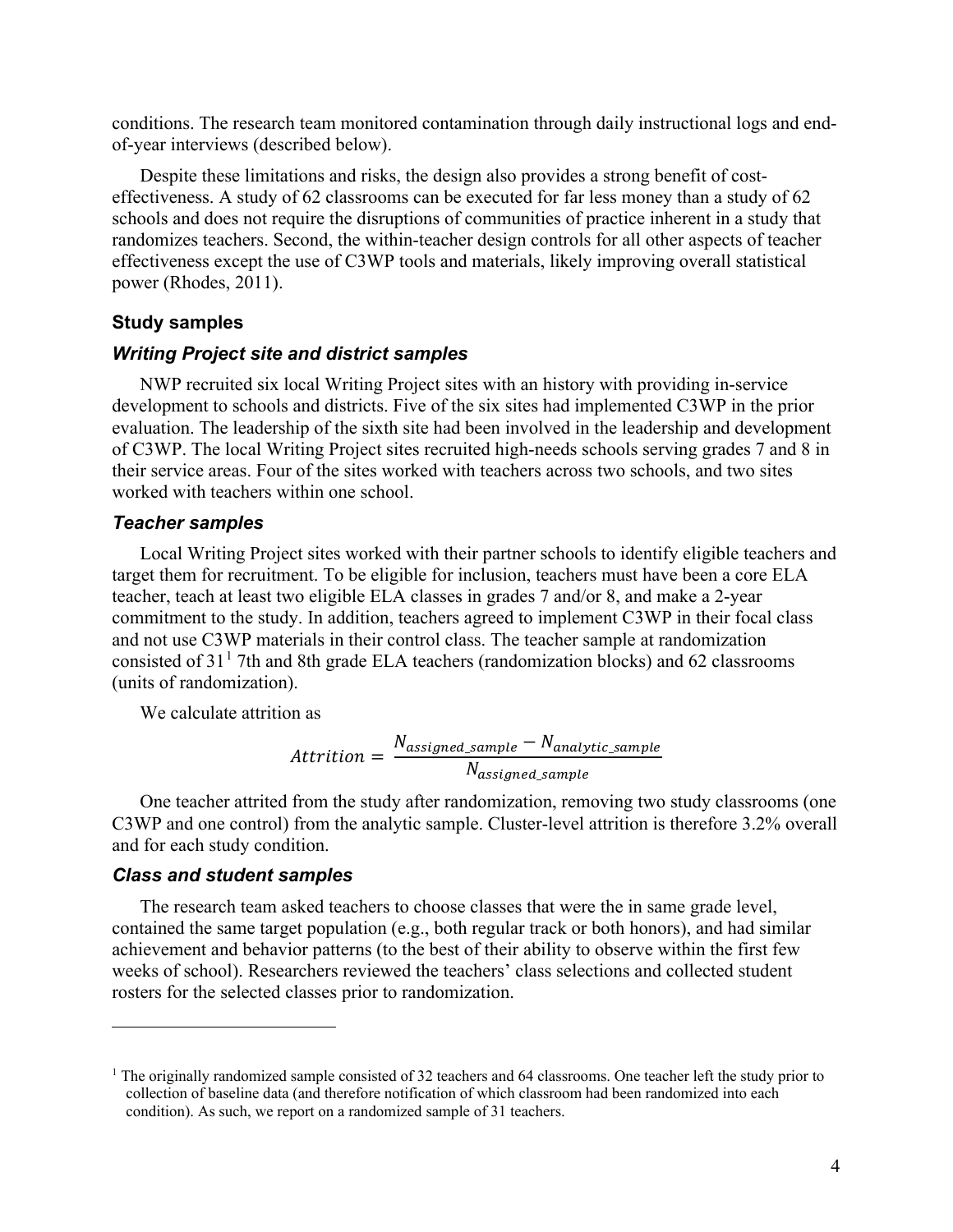conditions. The research team monitored contamination through daily instructional logs and end-of-year interviews (described below).

Despite these limitations and risks, the design also provides a strong benefit of cost-effectiveness. A study of 62 classrooms can be executed for far less money than a study of 62 schools and does not require the disruptions of communities of practice inherent in a study that randomizes teachers. Second, the within-teacher design controls for all other aspects of teacher effectiveness except the use of C3WP tools and materials, likely improving overall statistical power (Rhodes, 2011).

### Study samples

#### *Writing Project site and district samples*

NWP recruited six local Writing Project sites with an history with providing in-service development to schools and districts. Five of the six sites had implemented C3WP in the prior evaluation. The leadership of the sixth site had been involved in the leadership and development of C3WP. The local Writing Project sites recruited high-needs schools serving grades 7 and 8 in their service areas. Four of the sites worked with teachers across two schools, and two sites worked with teachers within one school.

#### *Teacher samples*

Local Writing Project sites worked with their partner schools to identify eligible teachers and target them for recruitment. To be eligible for inclusion, teachers must have been a core ELA teacher, teach at least two eligible ELA classes in grades 7 and/or 8, and make a 2-year commitment to the study. In addition, teachers agreed to implement C3WP in their focal class and not use C3WP materials in their control class. The teacher sample at randomization consisted of 31[1] 7th and 8th grade ELA teachers (randomization blocks) and 62 classrooms (units of randomization).

We calculate attrition as

$$Attrition = \frac{N_{assigned\_sample} - N_{analytic\_sample}}{N_{assigned\_sample}}$$

One teacher attrited from the study after randomization, removing two study classrooms (one C3WP and one control) from the analytic sample. Cluster-level attrition is therefore 3.2% overall and for each study condition.

#### *Class and student samples*

The research team asked teachers to choose classes that were the in same grade level, contained the same target population (e.g., both regular track or both honors), and had similar achievement and behavior patterns (to the best of their ability to observe within the first few weeks of school). Researchers reviewed the teachers' class selections and collected student rosters for the selected classes prior to randomization.

---

[1] The originally randomized sample consisted of 32 teachers and 64 classrooms. One teacher left the study prior to collection of baseline data (and therefore notification of which classroom had been randomized into each condition). As such, we report on a randomized sample of 31 teachers.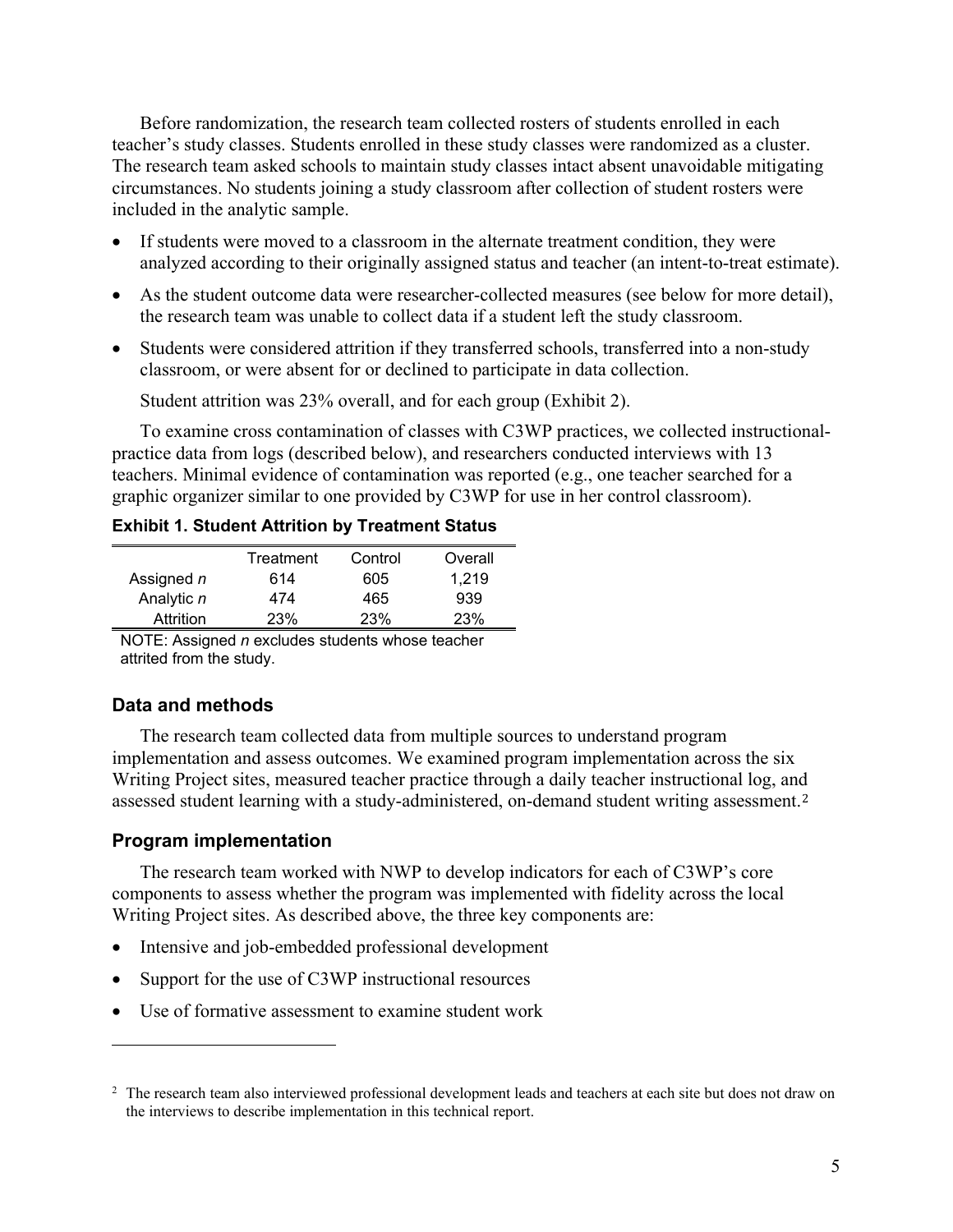Before randomization, the research team collected rosters of students enrolled in each teacher's study classes. Students enrolled in these study classes were randomized as a cluster. The research team asked schools to maintain study classes intact absent unavoidable mitigating circumstances. No students joining a study classroom after collection of student rosters were included in the analytic sample.

- If students were moved to a classroom in the alternate treatment condition, they were analyzed according to their originally assigned status and teacher (an intent-to-treat estimate).
- As the student outcome data were researcher-collected measures (see below for more detail), the research team was unable to collect data if a student left the study classroom.
- Students were considered attrition if they transferred schools, transferred into a non-study classroom, or were absent for or declined to participate in data collection.

Student attrition was 23% overall, and for each group (Exhibit 2).

To examine cross contamination of classes with C3WP practices, we collected instructional-practice data from logs (described below), and researchers conducted interviews with 13 teachers. Minimal evidence of contamination was reported (e.g., one teacher searched for a graphic organizer similar to one provided by C3WP for use in her control classroom).

**Exhibit 1. Student Attrition by Treatment Status**

| | Treatment | Control | Overall |
|---|---|---|---|
| Assigned *n* | 614 | 605 | 1,219 |
| Analytic *n* | 474 | 465 | 939 |
| Attrition | 23% | 23% | 23% |

NOTE: Assigned *n* excludes students whose teacher attrited from the study.

## Data and methods

The research team collected data from multiple sources to understand program implementation and assess outcomes. We examined program implementation across the six Writing Project sites, measured teacher practice through a daily teacher instructional log, and assessed student learning with a study-administered, on-demand student writing assessment.[2]

## Program implementation

The research team worked with NWP to develop indicators for each of C3WP's core components to assess whether the program was implemented with fidelity across the local Writing Project sites. As described above, the three key components are:

- Intensive and job-embedded professional development
- Support for the use of C3WP instructional resources
- Use of formative assessment to examine student work

[2] The research team also interviewed professional development leads and teachers at each site but does not draw on the interviews to describe implementation in this technical report.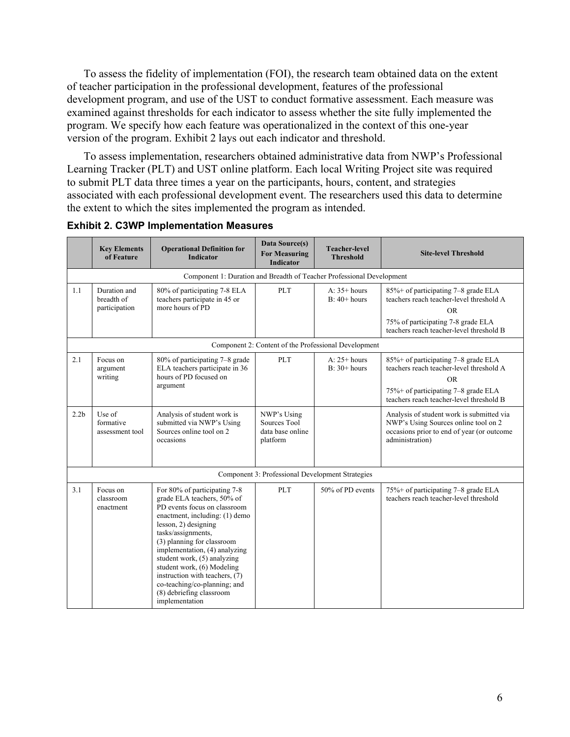To assess the fidelity of implementation (FOI), the research team obtained data on the extent of teacher participation in the professional development, features of the professional development program, and use of the UST to conduct formative assessment. Each measure was examined against thresholds for each indicator to assess whether the site fully implemented the program. We specify how each feature was operationalized in the context of this one-year version of the program. Exhibit 2 lays out each indicator and threshold.

To assess implementation, researchers obtained administrative data from NWP's Professional Learning Tracker (PLT) and UST online platform. Each local Writing Project site was required to submit PLT data three times a year on the participants, hours, content, and strategies associated with each professional development event. The researchers used this data to determine the extent to which the sites implemented the program as intended.

**Exhibit 2. C3WP Implementation Measures**

| | Key Elements of Feature | Operational Definition for Indicator | Data Source(s) For Measuring Indicator | Teacher-level Threshold | Site-level Threshold |
|---|---|---|---|---|---|
| Component 1: Duration and Breadth of Teacher Professional Development | | | | | |
| 1.1 | Duration and breadth of participation | 80% of participating 7-8 ELA teachers participate in 45 or more hours of PD | PLT | A: 35+ hours<br>B: 40+ hours | 85%+ of participating 7–8 grade ELA teachers reach teacher-level threshold A<br>OR<br>75% of participating 7-8 grade ELA teachers reach teacher-level threshold B |
| Component 2: Content of the Professional Development | | | | | |
| 2.1 | Focus on argument writing | 80% of participating 7–8 grade ELA teachers participate in 36 hours of PD focused on argument | PLT | A: 25+ hours<br>B: 30+ hours | 85%+ of participating 7–8 grade ELA teachers reach teacher-level threshold A<br>OR<br>75%+ of participating 7–8 grade ELA teachers reach teacher-level threshold B |
| 2.2b | Use of formative assessment tool | Analysis of student work is submitted via NWP's Using Sources online tool on 2 occasions | NWP's Using Sources Tool data base online platform | | Analysis of student work is submitted via NWP's Using Sources online tool on 2 occasions prior to end of year (or outcome administration) |
| Component 3: Professional Development Strategies | | | | | |
| 3.1 | Focus on classroom enactment | For 80% of participating 7-8 grade ELA teachers, 50% of PD events focus on classroom enactment, including: (1) demo lesson, 2) designing tasks/assignments, (3) planning for classroom implementation, (4) analyzing student work, (5) analyzing student work, (6) Modeling instruction with teachers, (7) co-teaching/co-planning; and (8) debriefing classroom implementation | PLT | 50% of PD events | 75%+ of participating 7–8 grade ELA teachers reach teacher-level threshold |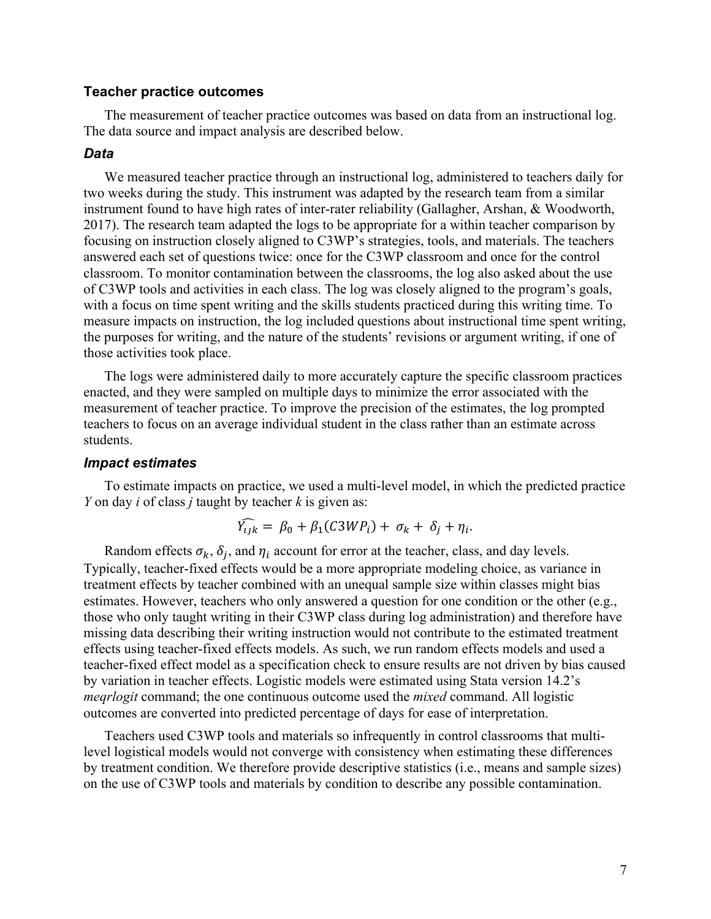### Teacher practice outcomes

The measurement of teacher practice outcomes was based on data from an instructional log. The data source and impact analysis are described below.

#### *Data*

We measured teacher practice through an instructional log, administered to teachers daily for two weeks during the study. This instrument was adapted by the research team from a similar instrument found to have high rates of inter-rater reliability (Gallagher, Arshan, & Woodworth, 2017). The research team adapted the logs to be appropriate for a within teacher comparison by focusing on instruction closely aligned to C3WP's strategies, tools, and materials. The teachers answered each set of questions twice: once for the C3WP classroom and once for the control classroom. To monitor contamination between the classrooms, the log also asked about the use of C3WP tools and activities in each class. The log was closely aligned to the program's goals, with a focus on time spent writing and the skills students practiced during this writing time. To measure impacts on instruction, the log included questions about instructional time spent writing, the purposes for writing, and the nature of the students' revisions or argument writing, if one of those activities took place.

The logs were administered daily to more accurately capture the specific classroom practices enacted, and they were sampled on multiple days to minimize the error associated with the measurement of teacher practice. To improve the precision of the estimates, the log prompted teachers to focus on an average individual student in the class rather than an estimate across students.

#### *Impact estimates*

To estimate impacts on practice, we used a multi-level model, in which the predicted practice *Y* on day *i* of class *j* taught by teacher *k* is given as:

$$\widehat{Y_{ijk}} = \beta_0 + \beta_1(C3WP_i) + \sigma_k + \delta_j + \eta_i.$$

Random effects $\sigma_k$, $\delta_j$, and $\eta_i$ account for error at the teacher, class, and day levels. Typically, teacher-fixed effects would be a more appropriate modeling choice, as variance in treatment effects by teacher combined with an unequal sample size within classes might bias estimates. However, teachers who only answered a question for one condition or the other (e.g., those who only taught writing in their C3WP class during log administration) and therefore have missing data describing their writing instruction would not contribute to the estimated treatment effects using teacher-fixed effects models. As such, we run random effects models and used a teacher-fixed effect model as a specification check to ensure results are not driven by bias caused by variation in teacher effects. Logistic models were estimated using Stata version 14.2's *meqrlogit* command; the one continuous outcome used the *mixed* command. All logistic outcomes are converted into predicted percentage of days for ease of interpretation.

Teachers used C3WP tools and materials so infrequently in control classrooms that multi-level logistical models would not converge with consistency when estimating these differences by treatment condition. We therefore provide descriptive statistics (i.e., means and sample sizes) on the use of C3WP tools and materials by condition to describe any possible contamination.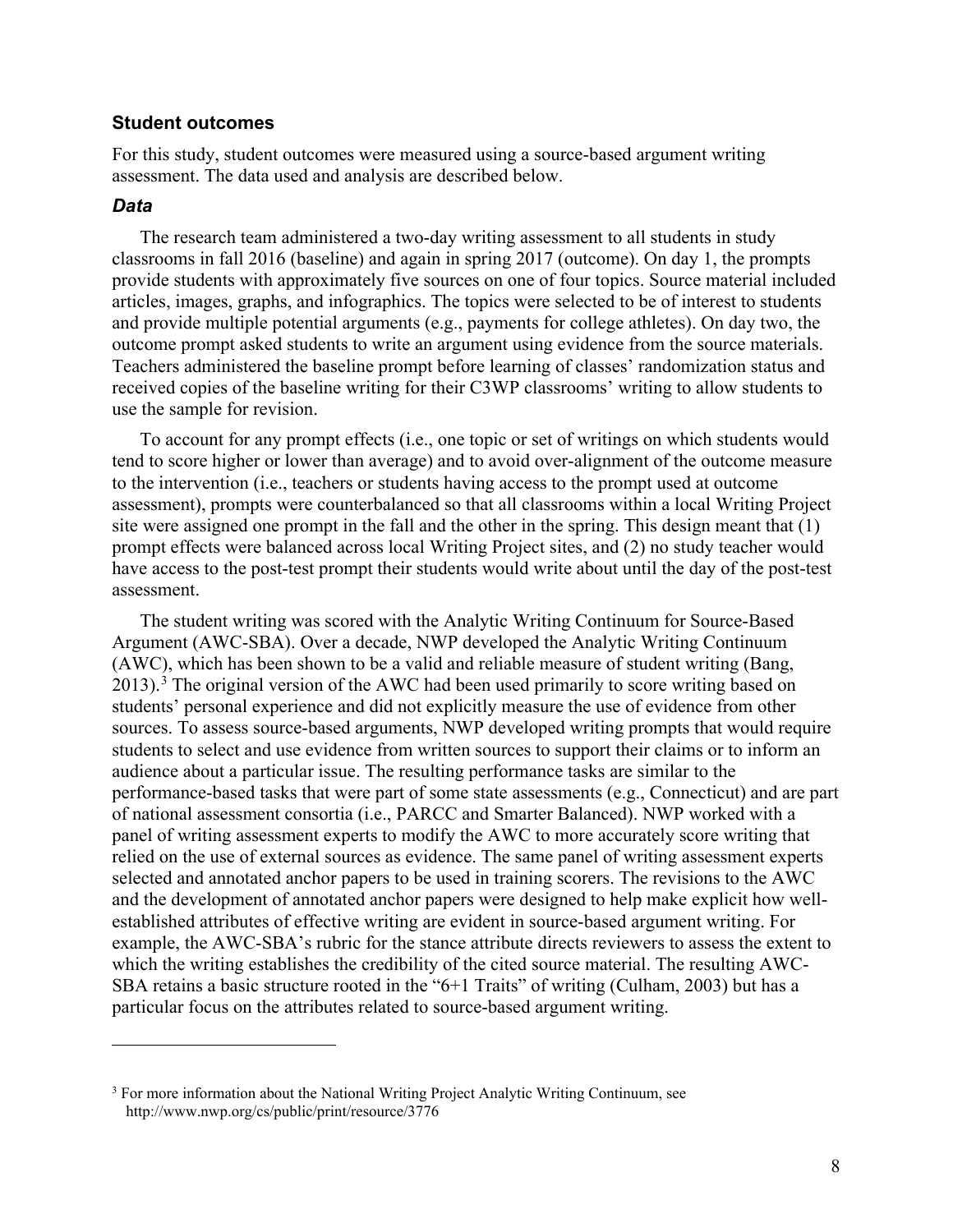## Student outcomes

For this study, student outcomes were measured using a source-based argument writing assessment. The data used and analysis are described below.

### *Data*

The research team administered a two-day writing assessment to all students in study classrooms in fall 2016 (baseline) and again in spring 2017 (outcome). On day 1, the prompts provide students with approximately five sources on one of four topics. Source material included articles, images, graphs, and infographics. The topics were selected to be of interest to students and provide multiple potential arguments (e.g., payments for college athletes). On day two, the outcome prompt asked students to write an argument using evidence from the source materials. Teachers administered the baseline prompt before learning of classes' randomization status and received copies of the baseline writing for their C3WP classrooms' writing to allow students to use the sample for revision.

To account for any prompt effects (i.e., one topic or set of writings on which students would tend to score higher or lower than average) and to avoid over-alignment of the outcome measure to the intervention (i.e., teachers or students having access to the prompt used at outcome assessment), prompts were counterbalanced so that all classrooms within a local Writing Project site were assigned one prompt in the fall and the other in the spring. This design meant that (1) prompt effects were balanced across local Writing Project sites, and (2) no study teacher would have access to the post-test prompt their students would write about until the day of the post-test assessment.

The student writing was scored with the Analytic Writing Continuum for Source-Based Argument (AWC-SBA). Over a decade, NWP developed the Analytic Writing Continuum (AWC), which has been shown to be a valid and reliable measure of student writing (Bang, 2013).[3] The original version of the AWC had been used primarily to score writing based on students' personal experience and did not explicitly measure the use of evidence from other sources. To assess source-based arguments, NWP developed writing prompts that would require students to select and use evidence from written sources to support their claims or to inform an audience about a particular issue. The resulting performance tasks are similar to the performance-based tasks that were part of some state assessments (e.g., Connecticut) and are part of national assessment consortia (i.e., PARCC and Smarter Balanced). NWP worked with a panel of writing assessment experts to modify the AWC to more accurately score writing that relied on the use of external sources as evidence. The same panel of writing assessment experts selected and annotated anchor papers to be used in training scorers. The revisions to the AWC and the development of annotated anchor papers were designed to help make explicit how well-established attributes of effective writing are evident in source-based argument writing. For example, the AWC-SBA's rubric for the stance attribute directs reviewers to assess the extent to which the writing establishes the credibility of the cited source material. The resulting AWC-SBA retains a basic structure rooted in the "6+1 Traits" of writing (Culham, 2003) but has a particular focus on the attributes related to source-based argument writing.

---

[3] For more information about the National Writing Project Analytic Writing Continuum, see http://www.nwp.org/cs/public/print/resource/3776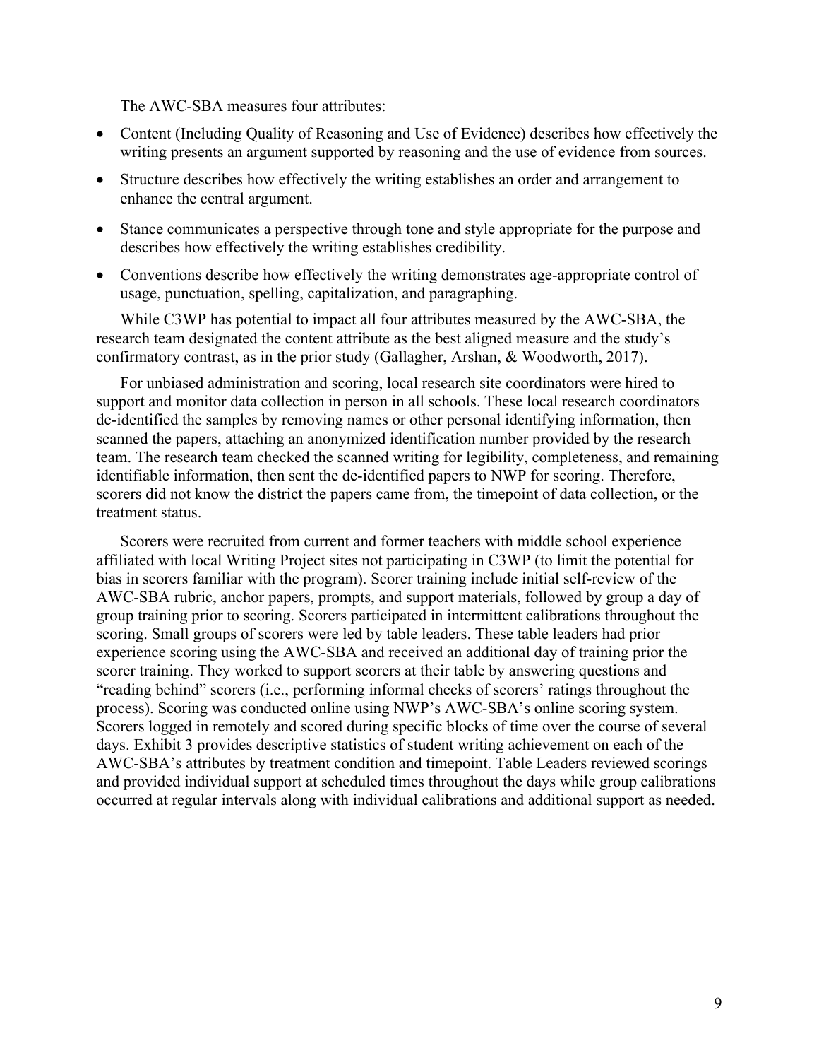The AWC-SBA measures four attributes:

- Content (Including Quality of Reasoning and Use of Evidence) describes how effectively the writing presents an argument supported by reasoning and the use of evidence from sources.
- Structure describes how effectively the writing establishes an order and arrangement to enhance the central argument.
- Stance communicates a perspective through tone and style appropriate for the purpose and describes how effectively the writing establishes credibility.
- Conventions describe how effectively the writing demonstrates age-appropriate control of usage, punctuation, spelling, capitalization, and paragraphing.

While C3WP has potential to impact all four attributes measured by the AWC-SBA, the research team designated the content attribute as the best aligned measure and the study's confirmatory contrast, as in the prior study (Gallagher, Arshan, & Woodworth, 2017).

For unbiased administration and scoring, local research site coordinators were hired to support and monitor data collection in person in all schools. These local research coordinators de-identified the samples by removing names or other personal identifying information, then scanned the papers, attaching an anonymized identification number provided by the research team. The research team checked the scanned writing for legibility, completeness, and remaining identifiable information, then sent the de-identified papers to NWP for scoring. Therefore, scorers did not know the district the papers came from, the timepoint of data collection, or the treatment status.

Scorers were recruited from current and former teachers with middle school experience affiliated with local Writing Project sites not participating in C3WP (to limit the potential for bias in scorers familiar with the program). Scorer training include initial self-review of the AWC-SBA rubric, anchor papers, prompts, and support materials, followed by group a day of group training prior to scoring. Scorers participated in intermittent calibrations throughout the scoring. Small groups of scorers were led by table leaders. These table leaders had prior experience scoring using the AWC-SBA and received an additional day of training prior the scorer training. They worked to support scorers at their table by answering questions and "reading behind" scorers (i.e., performing informal checks of scorers' ratings throughout the process). Scoring was conducted online using NWP's AWC-SBA's online scoring system. Scorers logged in remotely and scored during specific blocks of time over the course of several days. Exhibit 3 provides descriptive statistics of student writing achievement on each of the AWC-SBA's attributes by treatment condition and timepoint. Table Leaders reviewed scorings and provided individual support at scheduled times throughout the days while group calibrations occurred at regular intervals along with individual calibrations and additional support as needed.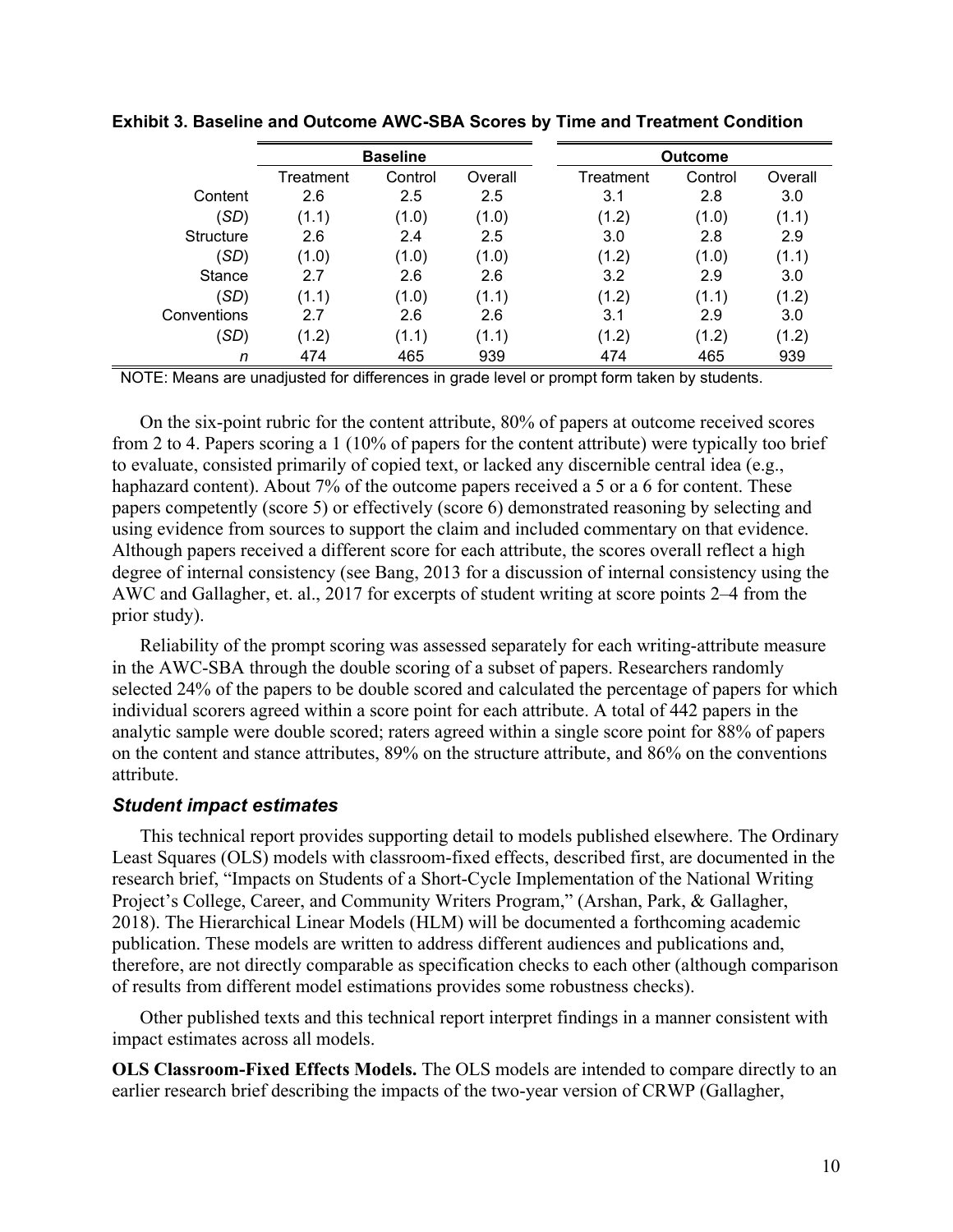**Exhibit 3. Baseline and Outcome AWC-SBA Scores by Time and Treatment Condition**

| | Baseline | | | Outcome | | |
|---|---|---|---|---|---|---|
| | Treatment | Control | Overall | Treatment | Control | Overall |
| Content | 2.6 | 2.5 | 2.5 | 3.1 | 2.8 | 3.0 |
| (*SD*) | (1.1) | (1.0) | (1.0) | (1.2) | (1.0) | (1.1) |
| Structure | 2.6 | 2.4 | 2.5 | 3.0 | 2.8 | 2.9 |
| (*SD*) | (1.0) | (1.0) | (1.0) | (1.2) | (1.0) | (1.1) |
| Stance | 2.7 | 2.6 | 2.6 | 3.2 | 2.9 | 3.0 |
| (*SD*) | (1.1) | (1.0) | (1.1) | (1.2) | (1.1) | (1.2) |
| Conventions | 2.7 | 2.6 | 2.6 | 3.1 | 2.9 | 3.0 |
| (*SD*) | (1.2) | (1.1) | (1.1) | (1.2) | (1.2) | (1.2) |
| *n* | 474 | 465 | 939 | 474 | 465 | 939 |

NOTE: Means are unadjusted for differences in grade level or prompt form taken by students.

On the six-point rubric for the content attribute, 80% of papers at outcome received scores from 2 to 4. Papers scoring a 1 (10% of papers for the content attribute) were typically too brief to evaluate, consisted primarily of copied text, or lacked any discernible central idea (e.g., haphazard content). About 7% of the outcome papers received a 5 or a 6 for content. These papers competently (score 5) or effectively (score 6) demonstrated reasoning by selecting and using evidence from sources to support the claim and included commentary on that evidence. Although papers received a different score for each attribute, the scores overall reflect a high degree of internal consistency (see Bang, 2013 for a discussion of internal consistency using the AWC and Gallagher, et. al., 2017 for excerpts of student writing at score points 2–4 from the prior study).

Reliability of the prompt scoring was assessed separately for each writing-attribute measure in the AWC-SBA through the double scoring of a subset of papers. Researchers randomly selected 24% of the papers to be double scored and calculated the percentage of papers for which individual scorers agreed within a score point for each attribute. A total of 442 papers in the analytic sample were double scored; raters agreed within a single score point for 88% of papers on the content and stance attributes, 89% on the structure attribute, and 86% on the conventions attribute.

### *Student impact estimates*

This technical report provides supporting detail to models published elsewhere. The Ordinary Least Squares (OLS) models with classroom-fixed effects, described first, are documented in the research brief, "Impacts on Students of a Short-Cycle Implementation of the National Writing Project's College, Career, and Community Writers Program," (Arshan, Park, & Gallagher, 2018). The Hierarchical Linear Models (HLM) will be documented a forthcoming academic publication. These models are written to address different audiences and publications and, therefore, are not directly comparable as specification checks to each other (although comparison of results from different model estimations provides some robustness checks).

Other published texts and this technical report interpret findings in a manner consistent with impact estimates across all models.

**OLS Classroom-Fixed Effects Models.** The OLS models are intended to compare directly to an earlier research brief describing the impacts of the two-year version of CRWP (Gallagher,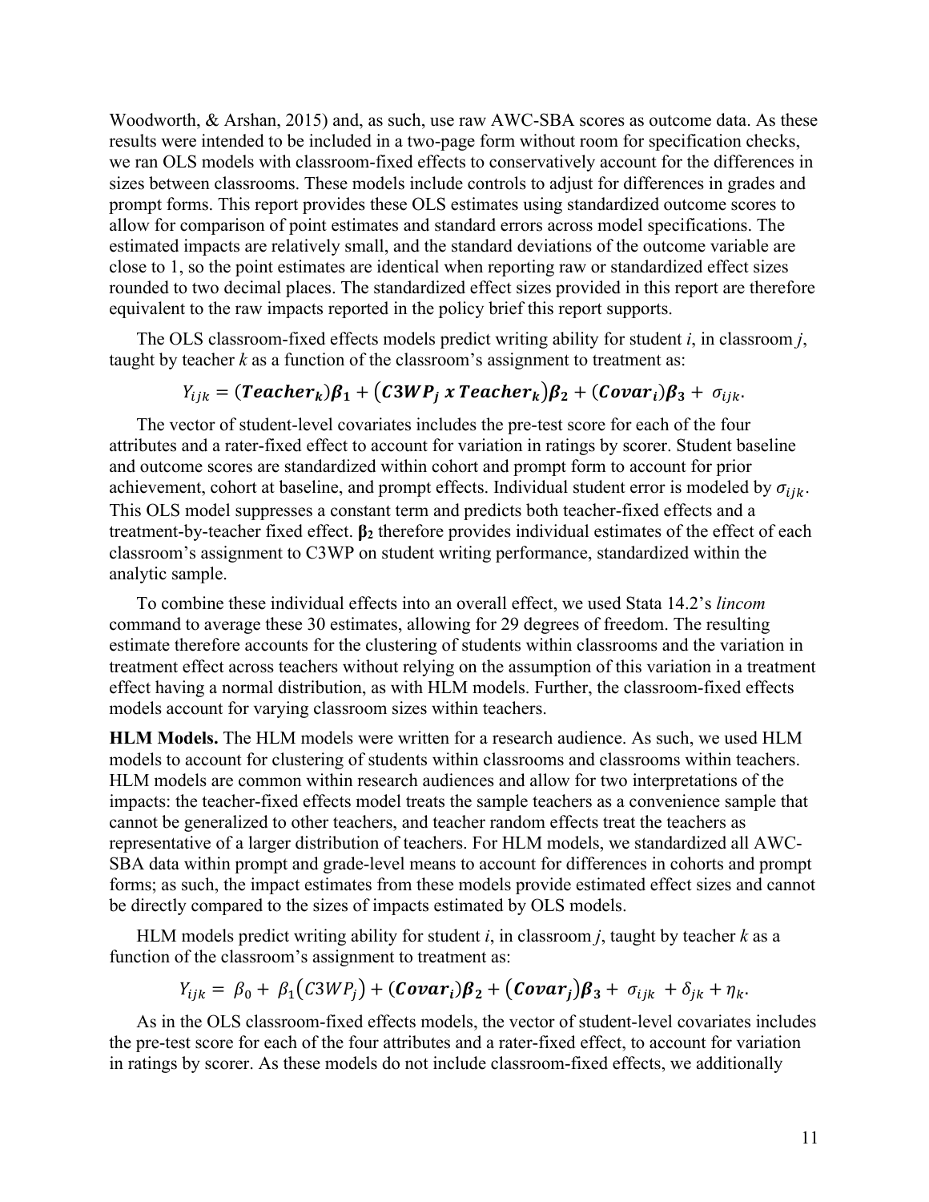Woodworth, & Arshan, 2015) and, as such, use raw AWC-SBA scores as outcome data. As these results were intended to be included in a two-page form without room for specification checks, we ran OLS models with classroom-fixed effects to conservatively account for the differences in sizes between classrooms. These models include controls to adjust for differences in grades and prompt forms. This report provides these OLS estimates using standardized outcome scores to allow for comparison of point estimates and standard errors across model specifications. The estimated impacts are relatively small, and the standard deviations of the outcome variable are close to 1, so the point estimates are identical when reporting raw or standardized effect sizes rounded to two decimal places. The standardized effect sizes provided in this report are therefore equivalent to the raw impacts reported in the policy brief this report supports.

The OLS classroom-fixed effects models predict writing ability for student *i*, in classroom *j*, taught by teacher *k* as a function of the classroom's assignment to treatment as:

$$Y_{ijk} = (\boldsymbol{Teacher_k})\boldsymbol{\beta_1} + (\boldsymbol{C3WP_j \ x \ Teacher_k})\boldsymbol{\beta_2} + (\boldsymbol{Covar_i})\boldsymbol{\beta_3} + \sigma_{ijk}.$$

The vector of student-level covariates includes the pre-test score for each of the four attributes and a rater-fixed effect to account for variation in ratings by scorer. Student baseline and outcome scores are standardized within cohort and prompt form to account for prior achievement, cohort at baseline, and prompt effects. Individual student error is modeled by $\sigma_{ijk}$. This OLS model suppresses a constant term and predicts both teacher-fixed effects and a treatment-by-teacher fixed effect. $\boldsymbol{\beta_2}$ therefore provides individual estimates of the effect of each classroom's assignment to C3WP on student writing performance, standardized within the analytic sample.

To combine these individual effects into an overall effect, we used Stata 14.2's *lincom* command to average these 30 estimates, allowing for 29 degrees of freedom. The resulting estimate therefore accounts for the clustering of students within classrooms and the variation in treatment effect across teachers without relying on the assumption of this variation in a treatment effect having a normal distribution, as with HLM models. Further, the classroom-fixed effects models account for varying classroom sizes within teachers.

**HLM Models.** The HLM models were written for a research audience. As such, we used HLM models to account for clustering of students within classrooms and classrooms within teachers. HLM models are common within research audiences and allow for two interpretations of the impacts: the teacher-fixed effects model treats the sample teachers as a convenience sample that cannot be generalized to other teachers, and teacher random effects treat the teachers as representative of a larger distribution of teachers. For HLM models, we standardized all AWC-SBA data within prompt and grade-level means to account for differences in cohorts and prompt forms; as such, the impact estimates from these models provide estimated effect sizes and cannot be directly compared to the sizes of impacts estimated by OLS models.

HLM models predict writing ability for student *i*, in classroom *j*, taught by teacher *k* as a function of the classroom's assignment to treatment as:

$$Y_{ijk} = \beta_0 + \beta_1(C3WP_j) + (\boldsymbol{Covar_i})\boldsymbol{\beta_2} + (\boldsymbol{Covar_j})\boldsymbol{\beta_3} + \sigma_{ijk} + \delta_{jk} + \eta_k.$$

As in the OLS classroom-fixed effects models, the vector of student-level covariates includes the pre-test score for each of the four attributes and a rater-fixed effect, to account for variation in ratings by scorer. As these models do not include classroom-fixed effects, we additionally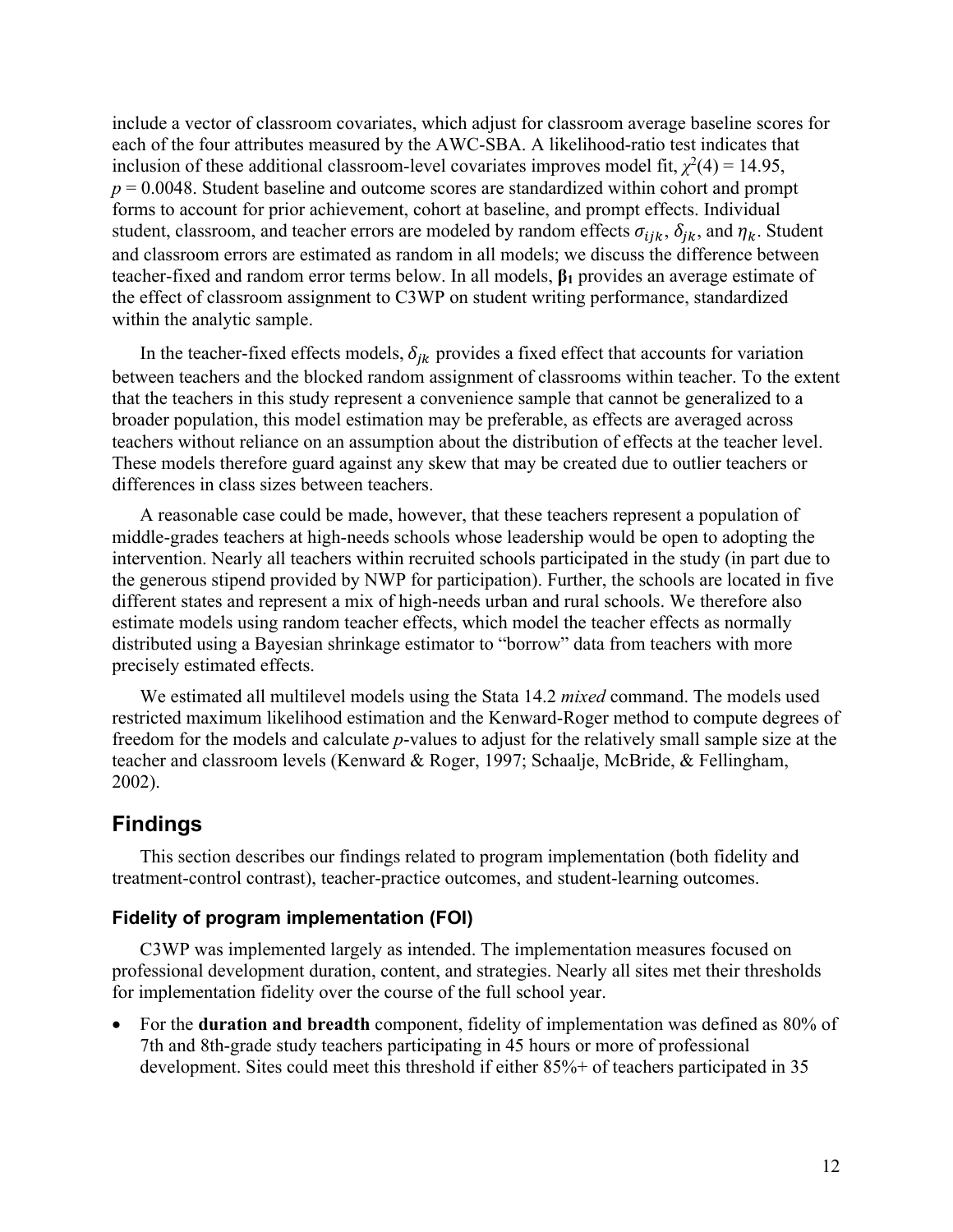include a vector of classroom covariates, which adjust for classroom average baseline scores for each of the four attributes measured by the AWC-SBA. A likelihood-ratio test indicates that inclusion of these additional classroom-level covariates improves model fit, $\chi^2(4) = 14.95$, $p = 0.0048$. Student baseline and outcome scores are standardized within cohort and prompt forms to account for prior achievement, cohort at baseline, and prompt effects. Individual student, classroom, and teacher errors are modeled by random effects $\sigma_{ijk}$, $\delta_{jk}$, and $\eta_k$. Student and classroom errors are estimated as random in all models; we discuss the difference between teacher-fixed and random error terms below. In all models, $\boldsymbol{\beta_1}$ provides an average estimate of the effect of classroom assignment to C3WP on student writing performance, standardized within the analytic sample.

In the teacher-fixed effects models, $\delta_{jk}$ provides a fixed effect that accounts for variation between teachers and the blocked random assignment of classrooms within teacher. To the extent that the teachers in this study represent a convenience sample that cannot be generalized to a broader population, this model estimation may be preferable, as effects are averaged across teachers without reliance on an assumption about the distribution of effects at the teacher level. These models therefore guard against any skew that may be created due to outlier teachers or differences in class sizes between teachers.

A reasonable case could be made, however, that these teachers represent a population of middle-grades teachers at high-needs schools whose leadership would be open to adopting the intervention. Nearly all teachers within recruited schools participated in the study (in part due to the generous stipend provided by NWP for participation). Further, the schools are located in five different states and represent a mix of high-needs urban and rural schools. We therefore also estimate models using random teacher effects, which model the teacher effects as normally distributed using a Bayesian shrinkage estimator to "borrow" data from teachers with more precisely estimated effects.

We estimated all multilevel models using the Stata 14.2 *mixed* command. The models used restricted maximum likelihood estimation and the Kenward-Roger method to compute degrees of freedom for the models and calculate *p*-values to adjust for the relatively small sample size at the teacher and classroom levels (Kenward & Roger, 1997; Schaalje, McBride, & Fellingham, 2002).

## Findings

This section describes our findings related to program implementation (both fidelity and treatment-control contrast), teacher-practice outcomes, and student-learning outcomes.

### Fidelity of program implementation (FOI)

C3WP was implemented largely as intended. The implementation measures focused on professional development duration, content, and strategies. Nearly all sites met their thresholds for implementation fidelity over the course of the full school year.

- For the **duration and breadth** component, fidelity of implementation was defined as 80% of 7th and 8th-grade study teachers participating in 45 hours or more of professional development. Sites could meet this threshold if either 85%+ of teachers participated in 35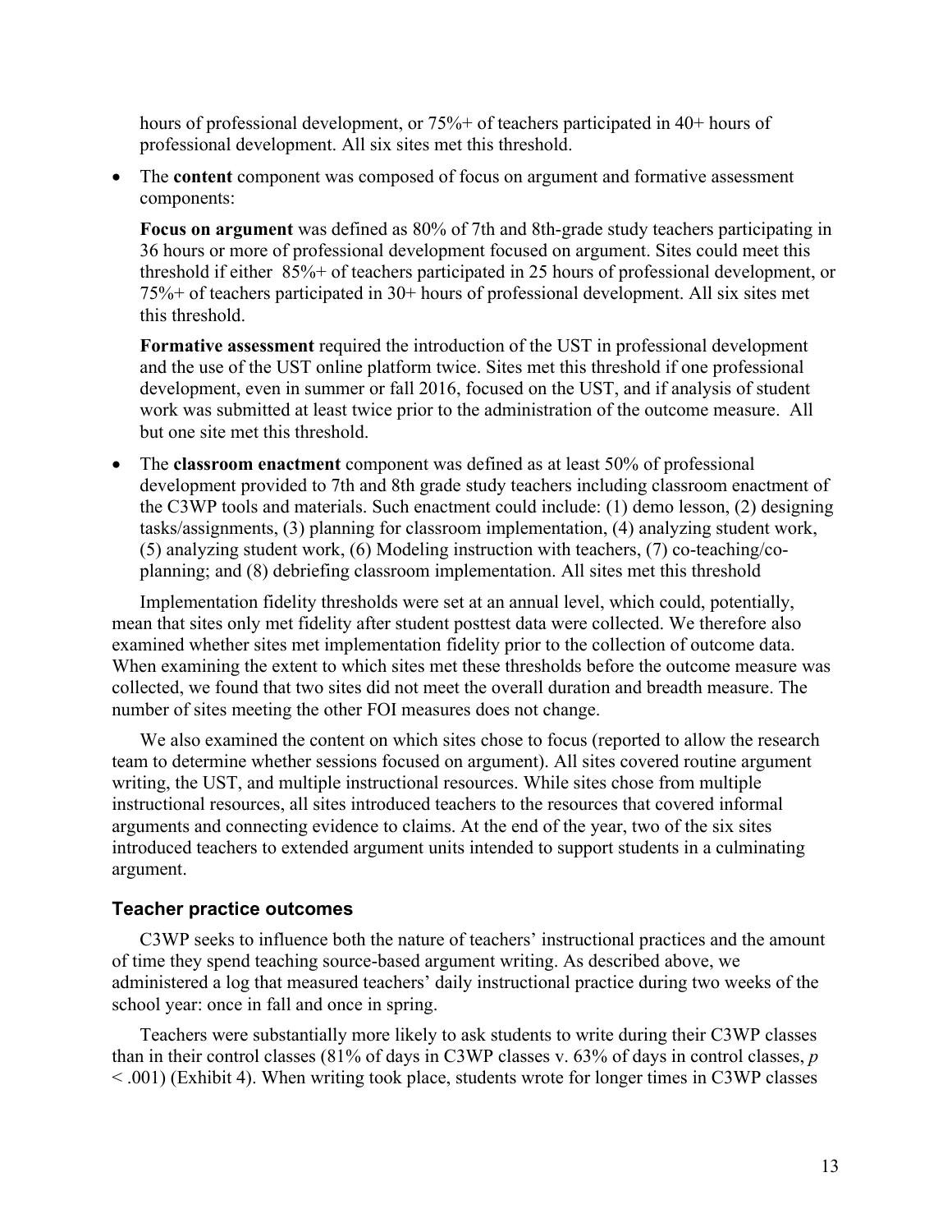hours of professional development, or 75%+ of teachers participated in 40+ hours of professional development. All six sites met this threshold.

- The **content** component was composed of focus on argument and formative assessment components:

  **Focus on argument** was defined as 80% of 7th and 8th-grade study teachers participating in 36 hours or more of professional development focused on argument. Sites could meet this threshold if either 85%+ of teachers participated in 25 hours of professional development, or 75%+ of teachers participated in 30+ hours of professional development. All six sites met this threshold.

  **Formative assessment** required the introduction of the UST in professional development and the use of the UST online platform twice. Sites met this threshold if one professional development, even in summer or fall 2016, focused on the UST, and if analysis of student work was submitted at least twice prior to the administration of the outcome measure. All but one site met this threshold.

- The **classroom enactment** component was defined as at least 50% of professional development provided to 7th and 8th grade study teachers including classroom enactment of the C3WP tools and materials. Such enactment could include: (1) demo lesson, (2) designing tasks/assignments, (3) planning for classroom implementation, (4) analyzing student work, (5) analyzing student work, (6) Modeling instruction with teachers, (7) co-teaching/co-planning; and (8) debriefing classroom implementation. All sites met this threshold

Implementation fidelity thresholds were set at an annual level, which could, potentially, mean that sites only met fidelity after student posttest data were collected. We therefore also examined whether sites met implementation fidelity prior to the collection of outcome data. When examining the extent to which sites met these thresholds before the outcome measure was collected, we found that two sites did not meet the overall duration and breadth measure. The number of sites meeting the other FOI measures does not change.

We also examined the content on which sites chose to focus (reported to allow the research team to determine whether sessions focused on argument). All sites covered routine argument writing, the UST, and multiple instructional resources. While sites chose from multiple instructional resources, all sites introduced teachers to the resources that covered informal arguments and connecting evidence to claims. At the end of the year, two of the six sites introduced teachers to extended argument units intended to support students in a culminating argument.

### Teacher practice outcomes

C3WP seeks to influence both the nature of teachers' instructional practices and the amount of time they spend teaching source-based argument writing. As described above, we administered a log that measured teachers' daily instructional practice during two weeks of the school year: once in fall and once in spring.

Teachers were substantially more likely to ask students to write during their C3WP classes than in their control classes (81% of days in C3WP classes v. 63% of days in control classes, $p < .001$) (Exhibit 4). When writing took place, students wrote for longer times in C3WP classes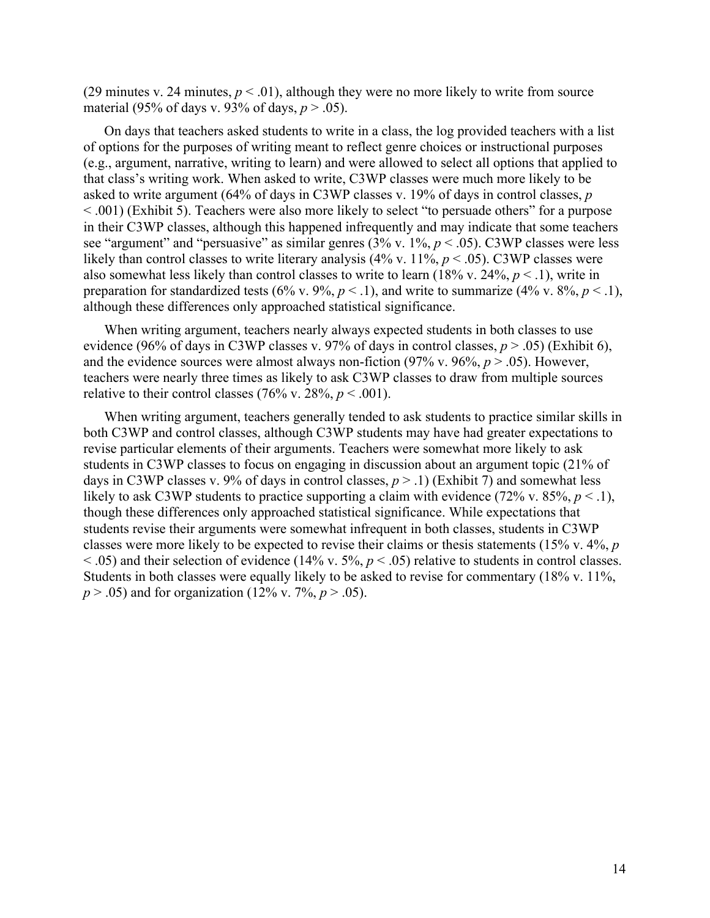(29 minutes v. 24 minutes, $p < .01$), although they were no more likely to write from source material (95% of days v. 93% of days, $p > .05$).

On days that teachers asked students to write in a class, the log provided teachers with a list of options for the purposes of writing meant to reflect genre choices or instructional purposes (e.g., argument, narrative, writing to learn) and were allowed to select all options that applied to that class's writing work. When asked to write, C3WP classes were much more likely to be asked to write argument (64% of days in C3WP classes v. 19% of days in control classes, $p < .001$) (Exhibit 5). Teachers were also more likely to select "to persuade others" for a purpose in their C3WP classes, although this happened infrequently and may indicate that some teachers see "argument" and "persuasive" as similar genres (3% v. 1%, $p < .05$). C3WP classes were less likely than control classes to write literary analysis (4% v. 11%, $p < .05$). C3WP classes were also somewhat less likely than control classes to write to learn (18% v. 24%, $p < .1$), write in preparation for standardized tests (6% v. 9%, $p < .1$), and write to summarize (4% v. 8%, $p < .1$), although these differences only approached statistical significance.

When writing argument, teachers nearly always expected students in both classes to use evidence (96% of days in C3WP classes v. 97% of days in control classes, $p > .05$) (Exhibit 6), and the evidence sources were almost always non-fiction (97% v. 96%, $p > .05$). However, teachers were nearly three times as likely to ask C3WP classes to draw from multiple sources relative to their control classes (76% v. 28%, $p < .001$).

When writing argument, teachers generally tended to ask students to practice similar skills in both C3WP and control classes, although C3WP students may have had greater expectations to revise particular elements of their arguments. Teachers were somewhat more likely to ask students in C3WP classes to focus on engaging in discussion about an argument topic (21% of days in C3WP classes v. 9% of days in control classes, $p > .1$) (Exhibit 7) and somewhat less likely to ask C3WP students to practice supporting a claim with evidence (72% v. 85%, $p < .1$), though these differences only approached statistical significance. While expectations that students revise their arguments were somewhat infrequent in both classes, students in C3WP classes were more likely to be expected to revise their claims or thesis statements (15% v. 4%, $p < .05$) and their selection of evidence (14% v. 5%, $p < .05$) relative to students in control classes. Students in both classes were equally likely to be asked to revise for commentary (18% v. 11%, $p > .05$) and for organization (12% v. 7%, $p > .05$).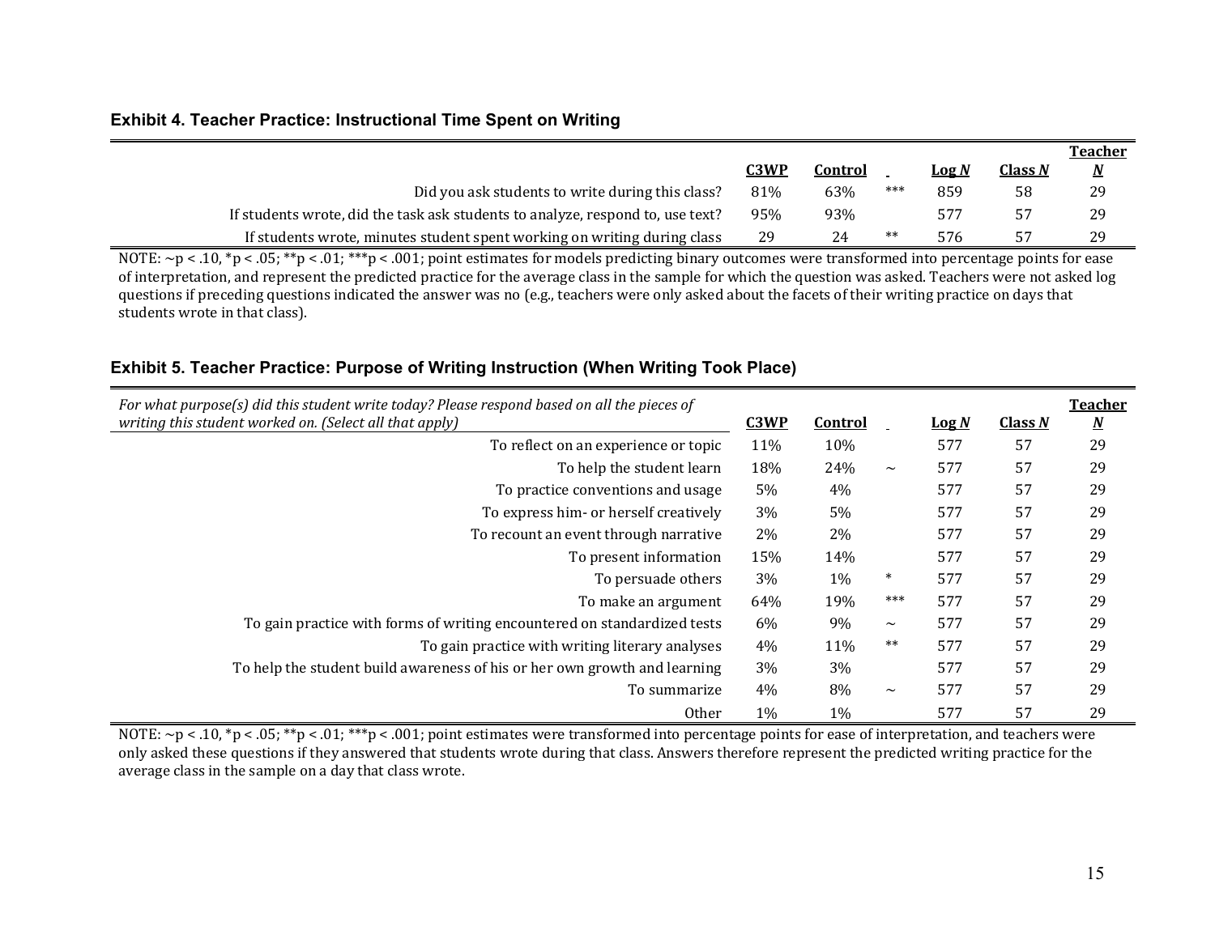### Exhibit 4. Teacher Practice: Instructional Time Spent on Writing

| | C3WP | Control | | Log *N* | Class *N* | Teacher *N* |
|---|---|---|---|---|---|---|
| Did you ask students to write during this class? | 81% | 63% | *** | 859 | 58 | 29 |
| If students wrote, did the task ask students to analyze, respond to, use text? | 95% | 93% | | 577 | 57 | 29 |
| If students wrote, minutes student spent working on writing during class | 29 | 24 | ** | 576 | 57 | 29 |

NOTE: ~p < .10, *p < .05; **p < .01; ***p < .001; point estimates for models predicting binary outcomes were transformed into percentage points for ease of interpretation, and represent the predicted practice for the average class in the sample for which the question was asked. Teachers were not asked log questions if preceding questions indicated the answer was no (e.g., teachers were only asked about the facets of their writing practice on days that students wrote in that class).

### Exhibit 5. Teacher Practice: Purpose of Writing Instruction (When Writing Took Place)

| *For what purpose(s) did this student write today? Please respond based on all the pieces of writing this student worked on. (Select all that apply)* | C3WP | Control | | Log *N* | Class *N* | Teacher *N* |
|---|---|---|---|---|---|---|
| To reflect on an experience or topic | 11% | 10% | | 577 | 57 | 29 |
| To help the student learn | 18% | 24% | ~ | 577 | 57 | 29 |
| To practice conventions and usage | 5% | 4% | | 577 | 57 | 29 |
| To express him- or herself creatively | 3% | 5% | | 577 | 57 | 29 |
| To recount an event through narrative | 2% | 2% | | 577 | 57 | 29 |
| To present information | 15% | 14% | | 577 | 57 | 29 |
| To persuade others | 3% | 1% | * | 577 | 57 | 29 |
| To make an argument | 64% | 19% | *** | 577 | 57 | 29 |
| To gain practice with forms of writing encountered on standardized tests | 6% | 9% | ~ | 577 | 57 | 29 |
| To gain practice with writing literary analyses | 4% | 11% | ** | 577 | 57 | 29 |
| To help the student build awareness of his or her own growth and learning | 3% | 3% | | 577 | 57 | 29 |
| To summarize | 4% | 8% | ~ | 577 | 57 | 29 |
| Other | 1% | 1% | | 577 | 57 | 29 |

NOTE: ~p < .10, *p < .05; **p < .01; ***p < .001; point estimates were transformed into percentage points for ease of interpretation, and teachers were only asked these questions if they answered that students wrote during that class. Answers therefore represent the predicted writing practice for the average class in the sample on a day that class wrote.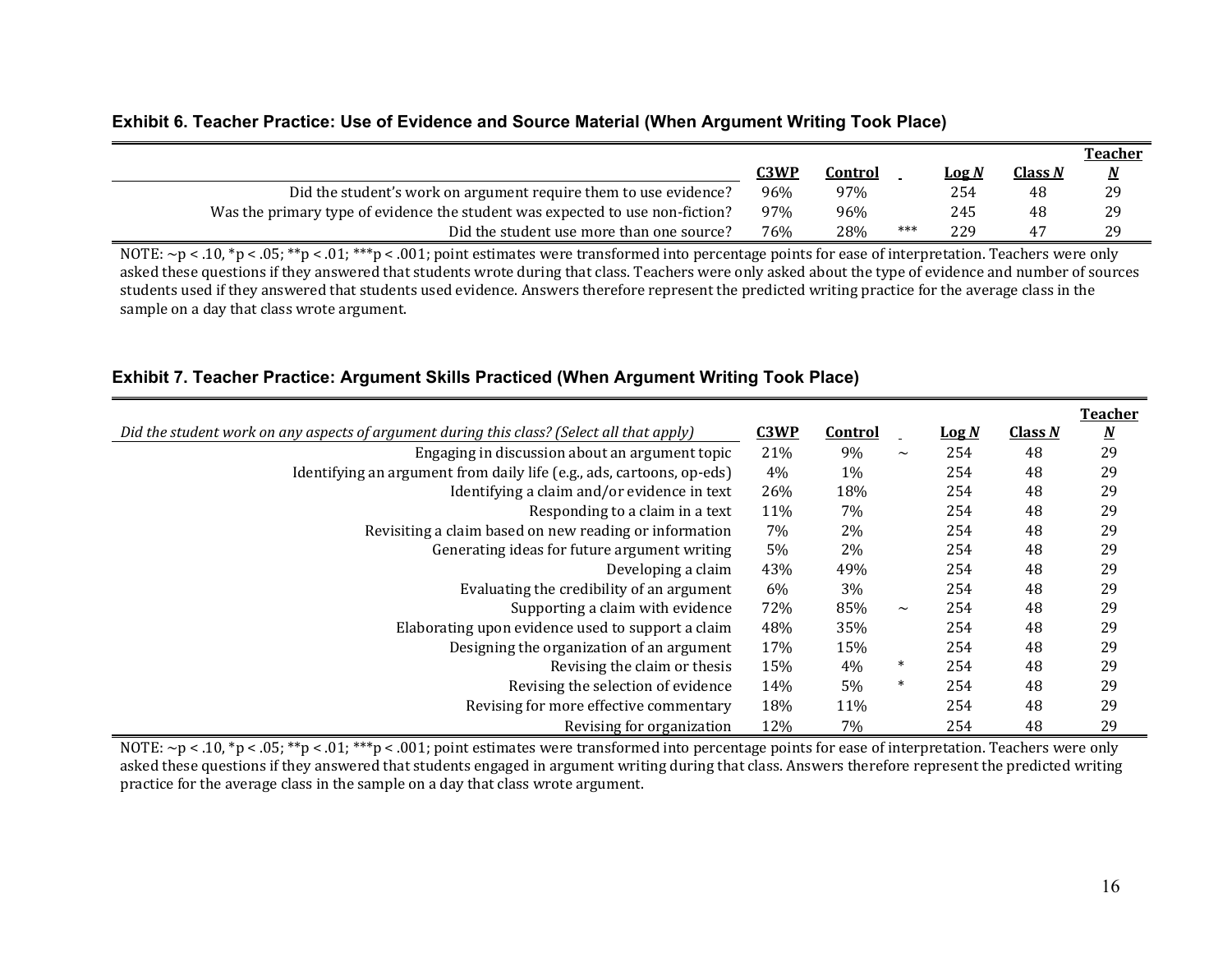**Exhibit 6. Teacher Practice: Use of Evidence and Source Material (When Argument Writing Took Place)**

| | C3WP | Control | | Log *N* | Class *N* | Teacher *N* |
|---|---|---|---|---|---|---|
| Did the student's work on argument require them to use evidence? | 96% | 97% | | 254 | 48 | 29 |
| Was the primary type of evidence the student was expected to use non-fiction? | 97% | 96% | | 245 | 48 | 29 |
| Did the student use more than one source? | 76% | 28% | *** | 229 | 47 | 29 |

NOTE: ~p < .10, *p < .05; **p < .01; ***p < .001; point estimates were transformed into percentage points for ease of interpretation. Teachers were only asked these questions if they answered that students wrote during that class. Teachers were only asked about the type of evidence and number of sources students used if they answered that students used evidence. Answers therefore represent the predicted writing practice for the average class in the sample on a day that class wrote argument.

**Exhibit 7. Teacher Practice: Argument Skills Practiced (When Argument Writing Took Place)**

| *Did the student work on any aspects of argument during this class? (Select all that apply)* | C3WP | Control | | Log *N* | Class *N* | Teacher *N* |
|---|---|---|---|---|---|---|
| Engaging in discussion about an argument topic | 21% | 9% | ~ | 254 | 48 | 29 |
| Identifying an argument from daily life (e.g., ads, cartoons, op-eds) | 4% | 1% | | 254 | 48 | 29 |
| Identifying a claim and/or evidence in text | 26% | 18% | | 254 | 48 | 29 |
| Responding to a claim in a text | 11% | 7% | | 254 | 48 | 29 |
| Revisiting a claim based on new reading or information | 7% | 2% | | 254 | 48 | 29 |
| Generating ideas for future argument writing | 5% | 2% | | 254 | 48 | 29 |
| Developing a claim | 43% | 49% | | 254 | 48 | 29 |
| Evaluating the credibility of an argument | 6% | 3% | | 254 | 48 | 29 |
| Supporting a claim with evidence | 72% | 85% | ~ | 254 | 48 | 29 |
| Elaborating upon evidence used to support a claim | 48% | 35% | | 254 | 48 | 29 |
| Designing the organization of an argument | 17% | 15% | | 254 | 48 | 29 |
| Revising the claim or thesis | 15% | 4% | * | 254 | 48 | 29 |
| Revising the selection of evidence | 14% | 5% | * | 254 | 48 | 29 |
| Revising for more effective commentary | 18% | 11% | | 254 | 48 | 29 |
| Revising for organization | 12% | 7% | | 254 | 48 | 29 |

NOTE: ~p < .10, *p < .05; **p < .01; ***p < .001; point estimates were transformed into percentage points for ease of interpretation. Teachers were only asked these questions if they answered that students engaged in argument writing during that class. Answers therefore represent the predicted writing practice for the average class in the sample on a day that class wrote argument.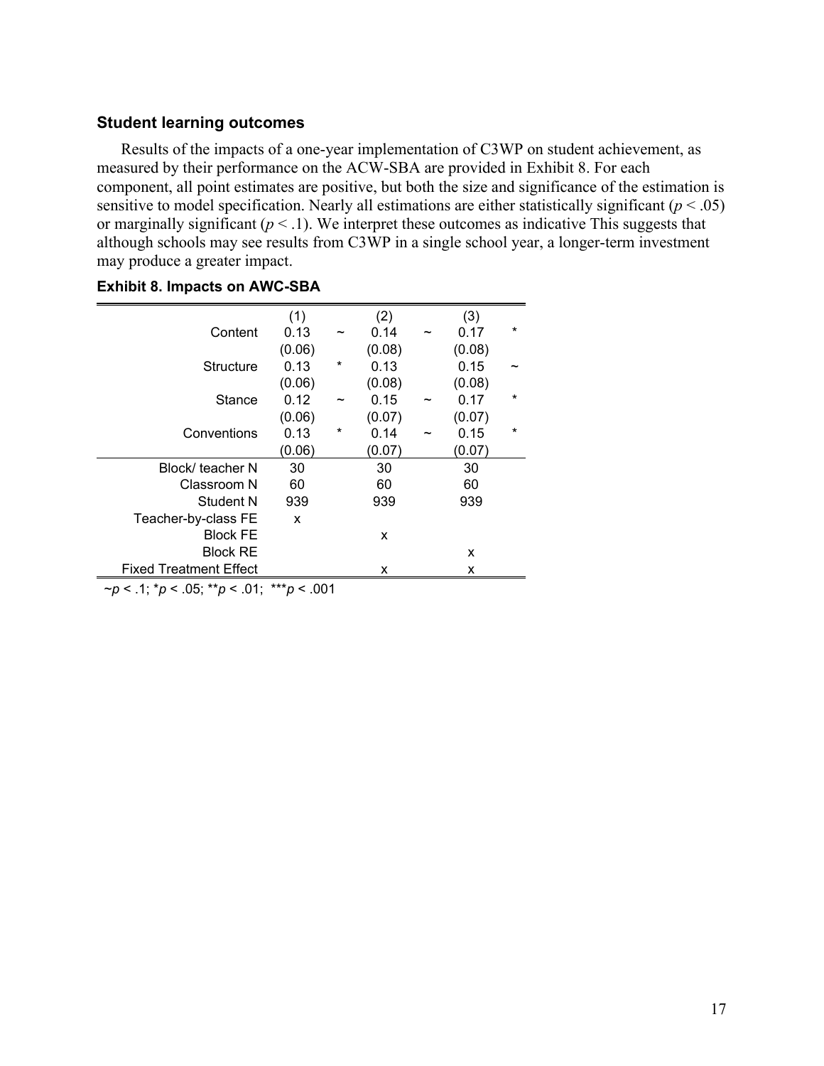### Student learning outcomes

Results of the impacts of a one-year implementation of C3WP on student achievement, as measured by their performance on the ACW-SBA are provided in Exhibit 8. For each component, all point estimates are positive, but both the size and significance of the estimation is sensitive to model specification. Nearly all estimations are either statistically significant ($p < .05$) or marginally significant ($p < .1$). We interpret these outcomes as indicative This suggests that although schools may see results from C3WP in a single school year, a longer-term investment may produce a greater impact.

**Exhibit 8. Impacts on AWC-SBA**

| | (1) | | (2) | | (3) | |
|---|---|---|---|---|---|---|
| Content | 0.13 | ~ | 0.14 | ~ | 0.17 | * |
| | (0.06) | | (0.08) | | (0.08) | |
| Structure | 0.13 | * | 0.13 | | 0.15 | ~ |
| | (0.06) | | (0.08) | | (0.08) | |
| Stance | 0.12 | ~ | 0.15 | ~ | 0.17 | * |
| | (0.06) | | (0.07) | | (0.07) | |
| Conventions | 0.13 | * | 0.14 | ~ | 0.15 | * |
| | (0.06) | | (0.07) | | (0.07) | |
| Block/ teacher N | 30 | | 30 | | 30 | |
| Classroom N | 60 | | 60 | | 60 | |
| Student N | 939 | | 939 | | 939 | |
| Teacher-by-class FE | x | | | | | |
| Block FE | | | x | | | |
| Block RE | | | | | x | |
| Fixed Treatment Effect | | | x | | x | |

~$p < .1$; *$p < .05$; **$p < .01$; ***$p < .001$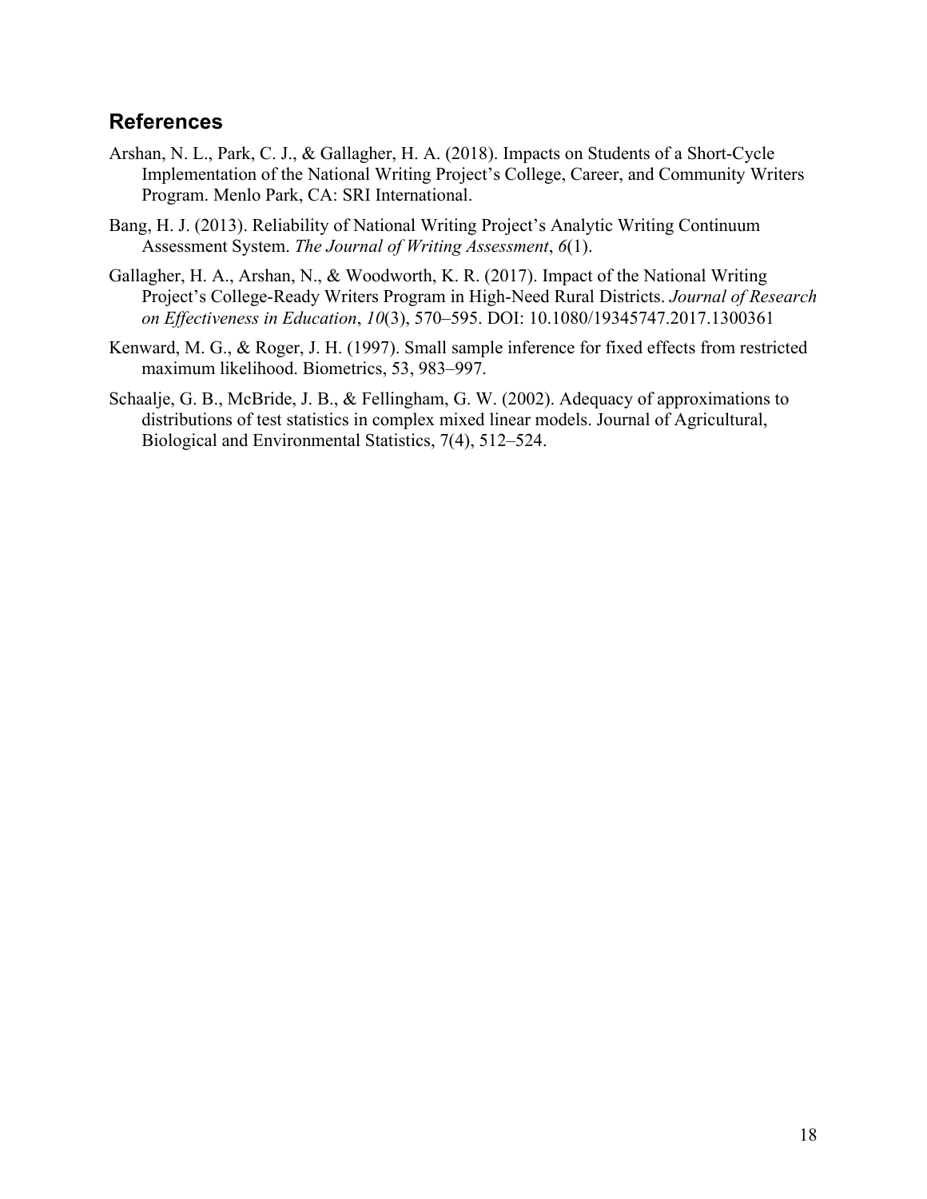## References

Arshan, N. L., Park, C. J., & Gallagher, H. A. (2018). Impacts on Students of a Short-Cycle Implementation of the National Writing Project's College, Career, and Community Writers Program. Menlo Park, CA: SRI International.

Bang, H. J. (2013). Reliability of National Writing Project's Analytic Writing Continuum Assessment System. *The Journal of Writing Assessment*, *6*(1).

Gallagher, H. A., Arshan, N., & Woodworth, K. R. (2017). Impact of the National Writing Project's College-Ready Writers Program in High-Need Rural Districts. *Journal of Research on Effectiveness in Education*, *10*(3), 570–595. DOI: 10.1080/19345747.2017.1300361

Kenward, M. G., & Roger, J. H. (1997). Small sample inference for fixed effects from restricted maximum likelihood. Biometrics, 53, 983–997.

Schaalje, G. B., McBride, J. B., & Fellingham, G. W. (2002). Adequacy of approximations to distributions of test statistics in complex mixed linear models. Journal of Agricultural, Biological and Environmental Statistics, 7(4), 512–524.